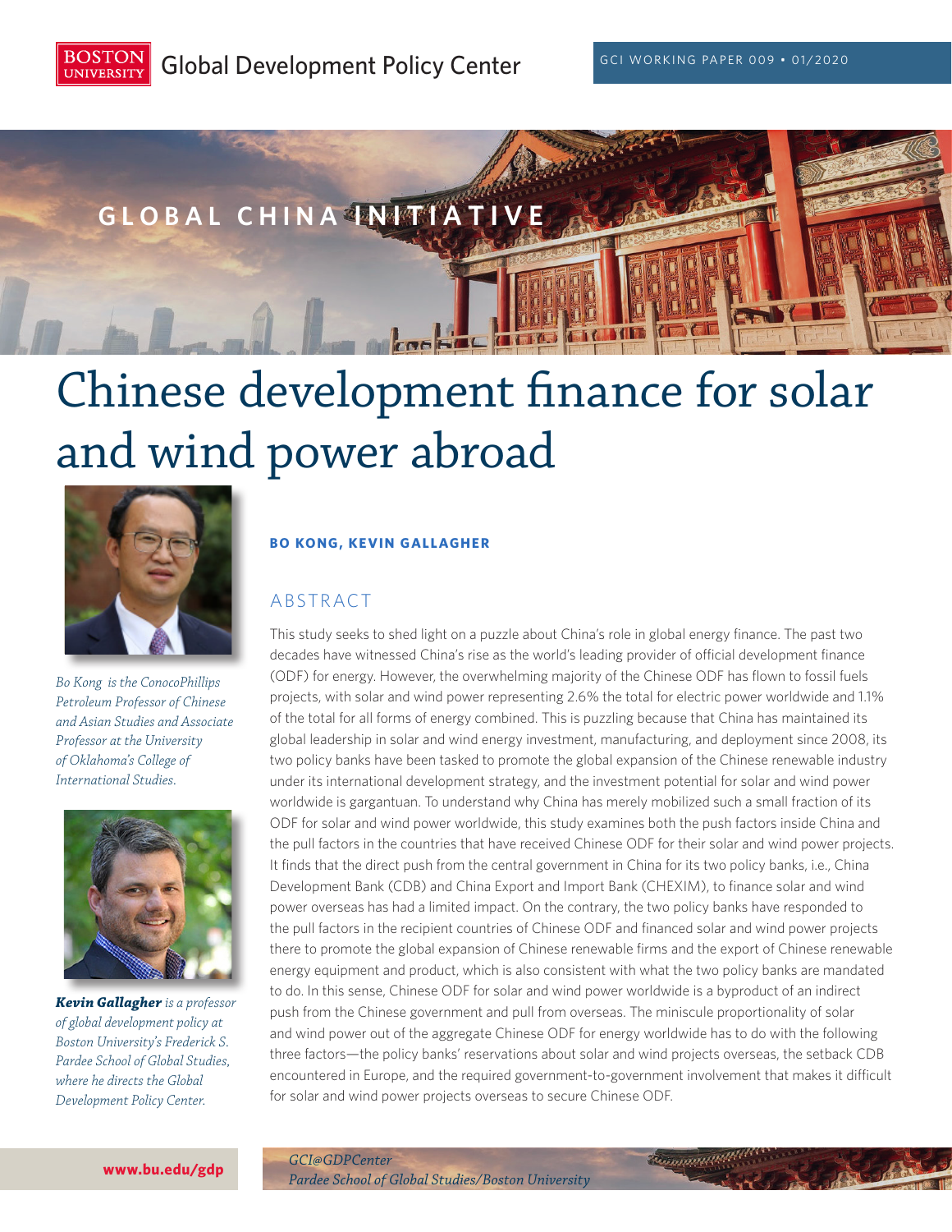GCI WORKING PAPER 009 • 01/2020

GLOBAL CHINA INITIATIVE

# Chinese development finance for solar and wind power abroad

*Bo Kong is the ConocoPhillips Petroleum Professor of Chinese and Asian Studies and Associate Professor at the University of Oklahoma's College of International Studies.*

***Kevin Gallagher** is a professor of global development policy at Boston University's Frederick S. Pardee School of Global Studies, where he directs the Global Development Policy Center.*

**BO KONG, KEVIN GALLAGHER**

## ABSTRACT

This study seeks to shed light on a puzzle about China's role in global energy finance. The past two decades have witnessed China's rise as the world's leading provider of official development finance (ODF) for energy. However, the overwhelming majority of the Chinese ODF has flown to fossil fuels projects, with solar and wind power representing 2.6% the total for electric power worldwide and 1.1% of the total for all forms of energy combined. This is puzzling because that China has maintained its global leadership in solar and wind energy investment, manufacturing, and deployment since 2008, its two policy banks have been tasked to promote the global expansion of the Chinese renewable industry under its international development strategy, and the investment potential for solar and wind power worldwide is gargantuan. To understand why China has merely mobilized such a small fraction of its ODF for solar and wind power worldwide, this study examines both the push factors inside China and the pull factors in the countries that have received Chinese ODF for their solar and wind power projects. It finds that the direct push from the central government in China for its two policy banks, i.e., China Development Bank (CDB) and China Export and Import Bank (CHEXIM), to finance solar and wind power overseas has had a limited impact. On the contrary, the two policy banks have responded to the pull factors in the recipient countries of Chinese ODF and financed solar and wind power projects there to promote the global expansion of Chinese renewable firms and the export of Chinese renewable energy equipment and product, which is also consistent with what the two policy banks are mandated to do. In this sense, Chinese ODF for solar and wind power worldwide is a byproduct of an indirect push from the Chinese government and pull from overseas. The miniscule proportionality of solar and wind power out of the aggregate Chinese ODF for energy worldwide has to do with the following three factors—the policy banks' reservations about solar and wind projects overseas, the setback CDB encountered in Europe, and the required government-to-government involvement that makes it difficult for solar and wind power projects overseas to secure Chinese ODF.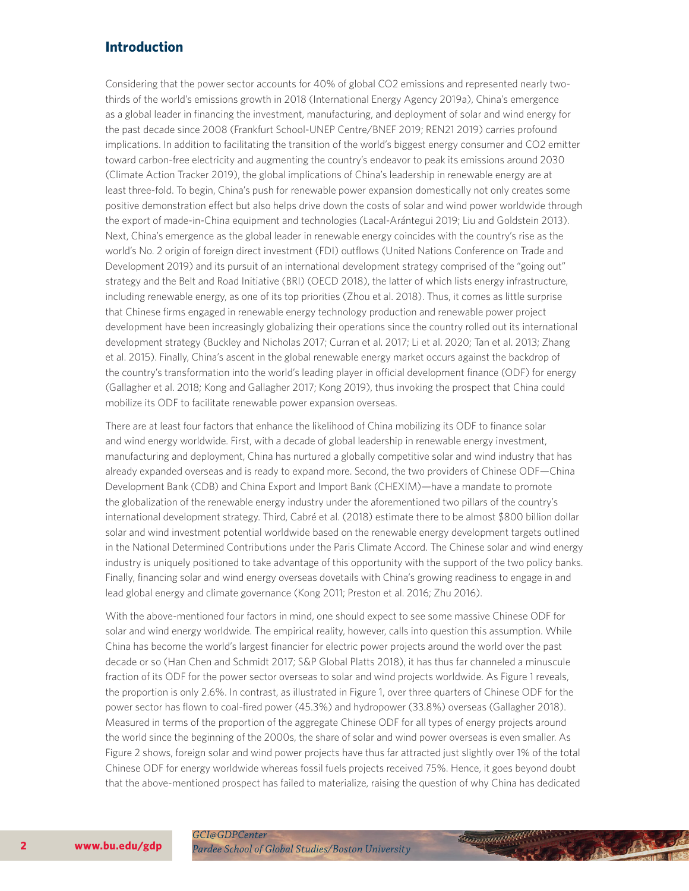## Introduction

Considering that the power sector accounts for 40% of global $CO_2$ emissions and represented nearly two-thirds of the world's emissions growth in 2018 (International Energy Agency 2019a), China's emergence as a global leader in financing the investment, manufacturing, and deployment of solar and wind energy for the past decade since 2008 (Frankfurt School-UNEP Centre/BNEF 2019; REN21 2019) carries profound implications. In addition to facilitating the transition of the world's biggest energy consumer and $CO_2$ emitter toward carbon-free electricity and augmenting the country's endeavor to peak its emissions around 2030 (Climate Action Tracker 2019), the global implications of China's leadership in renewable energy are at least three-fold. To begin, China's push for renewable power expansion domestically not only creates some positive demonstration effect but also helps drive down the costs of solar and wind power worldwide through the export of made-in-China equipment and technologies (Lacal-Arántegui 2019; Liu and Goldstein 2013). Next, China's emergence as the global leader in renewable energy coincides with the country's rise as the world's No. 2 origin of foreign direct investment (FDI) outflows (United Nations Conference on Trade and Development 2019) and its pursuit of an international development strategy comprised of the "going out" strategy and the Belt and Road Initiative (BRI) (OECD 2018), the latter of which lists energy infrastructure, including renewable energy, as one of its top priorities (Zhou et al. 2018). Thus, it comes as little surprise that Chinese firms engaged in renewable energy technology production and renewable power project development have been increasingly globalizing their operations since the country rolled out its international development strategy (Buckley and Nicholas 2017; Curran et al. 2017; Li et al. 2020; Tan et al. 2013; Zhang et al. 2015). Finally, China's ascent in the global renewable energy market occurs against the backdrop of the country's transformation into the world's leading player in official development finance (ODF) for energy (Gallagher et al. 2018; Kong and Gallagher 2017; Kong 2019), thus invoking the prospect that China could mobilize its ODF to facilitate renewable power expansion overseas.

There are at least four factors that enhance the likelihood of China mobilizing its ODF to finance solar and wind energy worldwide. First, with a decade of global leadership in renewable energy investment, manufacturing and deployment, China has nurtured a globally competitive solar and wind industry that has already expanded overseas and is ready to expand more. Second, the two providers of Chinese ODF—China Development Bank (CDB) and China Export and Import Bank (CHEXIM)—have a mandate to promote the globalization of the renewable energy industry under the aforementioned two pillars of the country's international development strategy. Third, Cabré et al. (2018) estimate there to be almost $800 billion dollar solar and wind investment potential worldwide based on the renewable energy development targets outlined in the National Determined Contributions under the Paris Climate Accord. The Chinese solar and wind energy industry is uniquely positioned to take advantage of this opportunity with the support of the two policy banks. Finally, financing solar and wind energy overseas dovetails with China's growing readiness to engage in and lead global energy and climate governance (Kong 2011; Preston et al. 2016; Zhu 2016).

With the above-mentioned four factors in mind, one should expect to see some massive Chinese ODF for solar and wind energy worldwide. The empirical reality, however, calls into question this assumption. While China has become the world's largest financier for electric power projects around the world over the past decade or so (Han Chen and Schmidt 2017; S&P Global Platts 2018), it has thus far channeled a minuscule fraction of its ODF for the power sector overseas to solar and wind projects worldwide. As Figure 1 reveals, the proportion is only 2.6%. In contrast, as illustrated in Figure 1, over three quarters of Chinese ODF for the power sector has flown to coal-fired power (45.3%) and hydropower (33.8%) overseas (Gallagher 2018). Measured in terms of the proportion of the aggregate Chinese ODF for all types of energy projects around the world since the beginning of the 2000s, the share of solar and wind power overseas is even smaller. As Figure 2 shows, foreign solar and wind power projects have thus far attracted just slightly over 1% of the total Chinese ODF for energy worldwide whereas fossil fuels projects received 75%. Hence, it goes beyond doubt that the above-mentioned prospect has failed to materialize, raising the question of why China has dedicated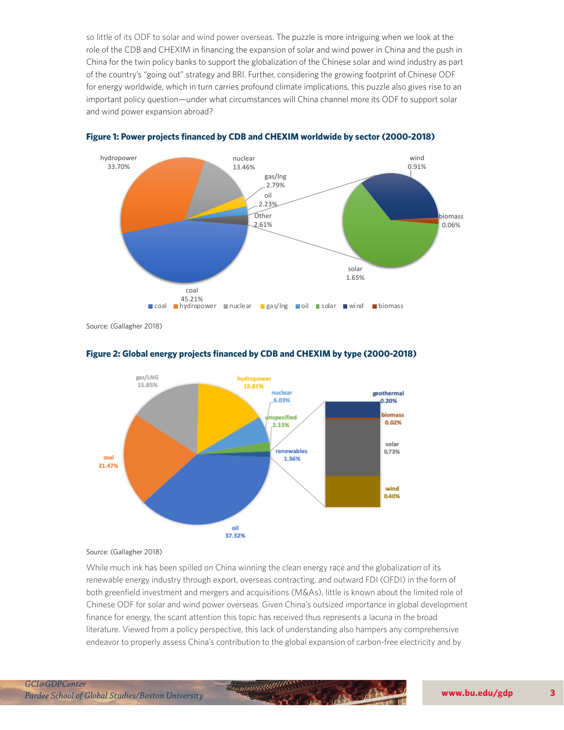so little of its ODF to solar and wind power overseas. The puzzle is more intriguing when we look at the role of the CDB and CHEXIM in financing the expansion of solar and wind power in China and the push in China for the twin policy banks to support the globalization of the Chinese solar and wind industry as part of the country's "going out" strategy and BRI. Further, considering the growing footprint of Chinese ODF for energy worldwide, which in turn carries profound climate implications, this puzzle also gives rise to an important policy question—under what circumstances will China channel more its ODF to support solar and wind power expansion abroad?

**Figure 1: Power projects financed by CDB and CHEXIM worldwide by sector (2000-2018)**

Source: (Gallagher 2018)

**Figure 2: Global energy projects financed by CDB and CHEXIM by type (2000-2018)**

Source: (Gallagher 2018)

While much ink has been spilled on China winning the clean energy race and the globalization of its renewable energy industry through export, overseas contracting, and outward FDI (OFDI) in the form of both greenfield investment and mergers and acquisitions (M&As), little is known about the limited role of Chinese ODF for solar and wind power overseas. Given China's outsized importance in global development finance for energy, the scant attention this topic has received thus represents a lacuna in the broad literature. Viewed from a policy perspective, this lack of understanding also hampers any comprehensive endeavor to properly assess China's contribution to the global expansion of carbon-free electricity and by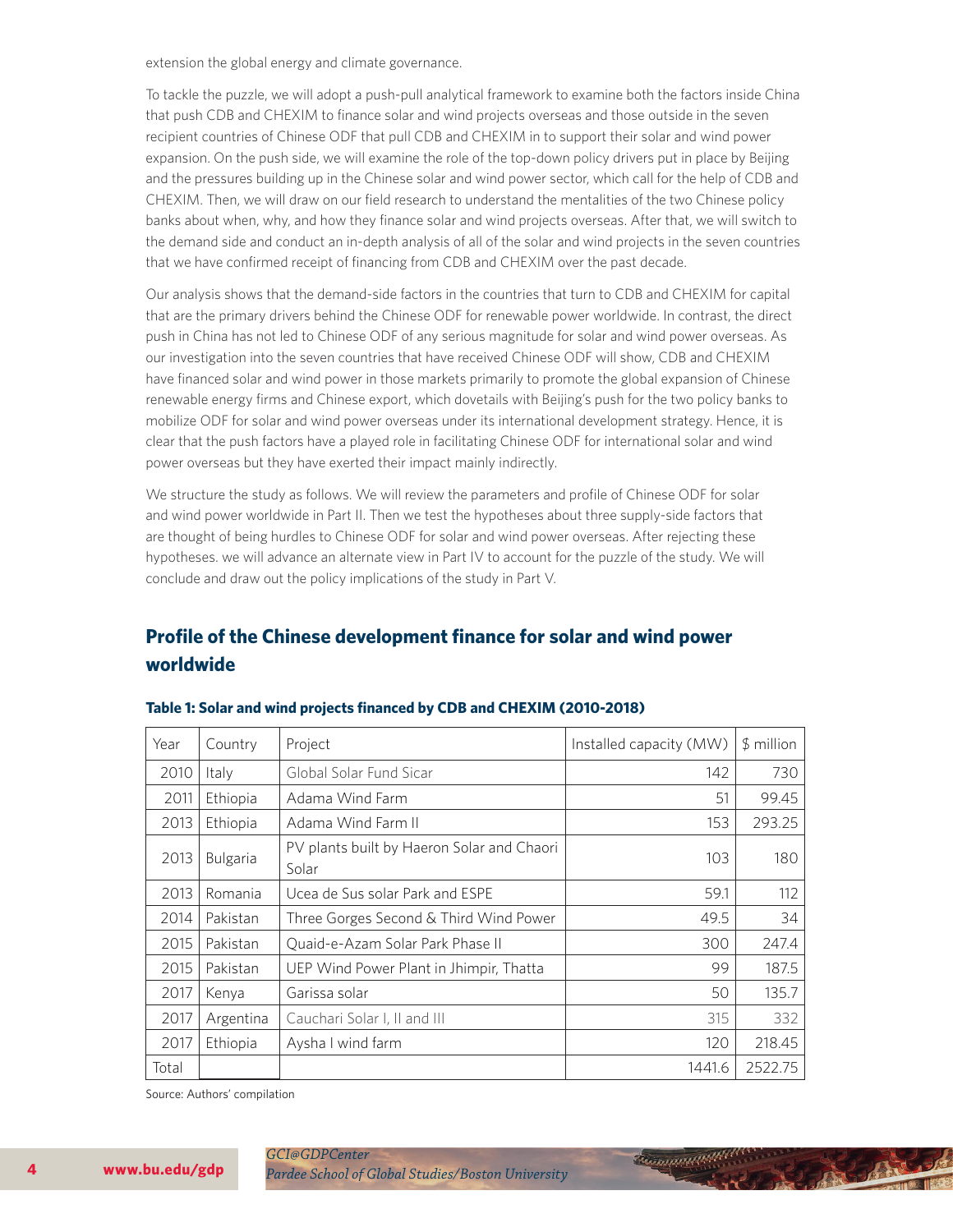extension the global energy and climate governance.

To tackle the puzzle, we will adopt a push-pull analytical framework to examine both the factors inside China that push CDB and CHEXIM to finance solar and wind projects overseas and those outside in the seven recipient countries of Chinese ODF that pull CDB and CHEXIM in to support their solar and wind power expansion. On the push side, we will examine the role of the top-down policy drivers put in place by Beijing and the pressures building up in the Chinese solar and wind power sector, which call for the help of CDB and CHEXIM. Then, we will draw on our field research to understand the mentalities of the two Chinese policy banks about when, why, and how they finance solar and wind projects overseas. After that, we will switch to the demand side and conduct an in-depth analysis of all of the solar and wind projects in the seven countries that we have confirmed receipt of financing from CDB and CHEXIM over the past decade.

Our analysis shows that the demand-side factors in the countries that turn to CDB and CHEXIM for capital that are the primary drivers behind the Chinese ODF for renewable power worldwide. In contrast, the direct push in China has not led to Chinese ODF of any serious magnitude for solar and wind power overseas. As our investigation into the seven countries that have received Chinese ODF will show, CDB and CHEXIM have financed solar and wind power in those markets primarily to promote the global expansion of Chinese renewable energy firms and Chinese export, which dovetails with Beijing's push for the two policy banks to mobilize ODF for solar and wind power overseas under its international development strategy. Hence, it is clear that the push factors have a played role in facilitating Chinese ODF for international solar and wind power overseas but they have exerted their impact mainly indirectly.

We structure the study as follows. We will review the parameters and profile of Chinese ODF for solar and wind power worldwide in Part II. Then we test the hypotheses about three supply-side factors that are thought of being hurdles to Chinese ODF for solar and wind power overseas. After rejecting these hypotheses. we will advance an alternate view in Part IV to account for the puzzle of the study. We will conclude and draw out the policy implications of the study in Part V.

## Profile of the Chinese development finance for solar and wind power worldwide

**Table 1: Solar and wind projects financed by CDB and CHEXIM (2010-2018)**

| Year | Country | Project | Installed capacity (MW) | $ million |
|---|---|---|---|---|
| 2010 | Italy | Global Solar Fund Sicar | 142 | 730 |
| 2011 | Ethiopia | Adama Wind Farm | 51 | 99.45 |
| 2013 | Ethiopia | Adama Wind Farm II | 153 | 293.25 |
| 2013 | Bulgaria | PV plants built by Haeron Solar and Chaori Solar | 103 | 180 |
| 2013 | Romania | Ucea de Sus solar Park and ESPE | 59.1 | 112 |
| 2014 | Pakistan | Three Gorges Second & Third Wind Power | 49.5 | 34 |
| 2015 | Pakistan | Quaid-e-Azam Solar Park Phase II | 300 | 247.4 |
| 2015 | Pakistan | UEP Wind Power Plant in Jhimpir, Thatta | 99 | 187.5 |
| 2017 | Kenya | Garissa solar | 50 | 135.7 |
| 2017 | Argentina | Cauchari Solar I, II and III | 315 | 332 |
| 2017 | Ethiopia | Aysha I wind farm | 120 | 218.45 |
| Total | | | 1441.6 | 2522.75 |

Source: Authors' compilation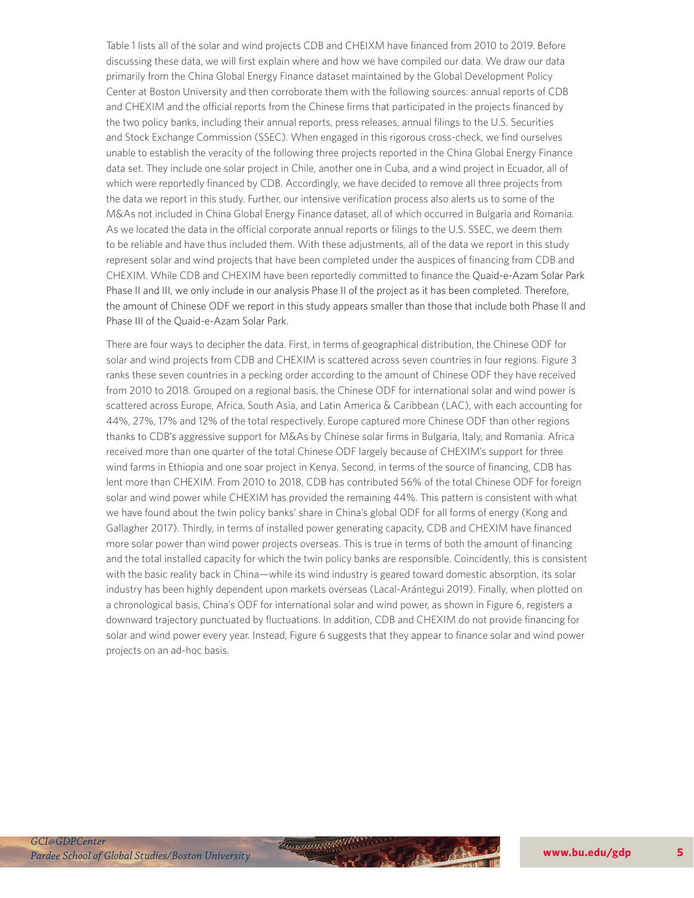Table 1 lists all of the solar and wind projects CDB and CHEIXM have financed from 2010 to 2019. Before discussing these data, we will first explain where and how we have compiled our data. We draw our data primarily from the China Global Energy Finance dataset maintained by the Global Development Policy Center at Boston University and then corroborate them with the following sources: annual reports of CDB and CHEXIM and the official reports from the Chinese firms that participated in the projects financed by the two policy banks, including their annual reports, press releases, annual filings to the U.S. Securities and Stock Exchange Commission (SSEC). When engaged in this rigorous cross-check, we find ourselves unable to establish the veracity of the following three projects reported in the China Global Energy Finance data set. They include one solar project in Chile, another one in Cuba, and a wind project in Ecuador, all of which were reportedly financed by CDB. Accordingly, we have decided to remove all three projects from the data we report in this study. Further, our intensive verification process also alerts us to some of the M&As not included in China Global Energy Finance dataset, all of which occurred in Bulgaria and Romania. As we located the data in the official corporate annual reports or filings to the U.S. SSEC, we deem them to be reliable and have thus included them. With these adjustments, all of the data we report in this study represent solar and wind projects that have been completed under the auspices of financing from CDB and CHEXIM. While CDB and CHEXIM have been reportedly committed to finance the Quaid-e-Azam Solar Park Phase II and III, we only include in our analysis Phase II of the project as it has been completed. Therefore, the amount of Chinese ODF we report in this study appears smaller than those that include both Phase II and Phase III of the Quaid-e-Azam Solar Park.

There are four ways to decipher the data. First, in terms of geographical distribution, the Chinese ODF for solar and wind projects from CDB and CHEXIM is scattered across seven countries in four regions. Figure 3 ranks these seven countries in a pecking order according to the amount of Chinese ODF they have received from 2010 to 2018. Grouped on a regional basis, the Chinese ODF for international solar and wind power is scattered across Europe, Africa, South Asia, and Latin America & Caribbean (LAC), with each accounting for 44%, 27%, 17% and 12% of the total respectively. Europe captured more Chinese ODF than other regions thanks to CDB's aggressive support for M&As by Chinese solar firms in Bulgaria, Italy, and Romania. Africa received more than one quarter of the total Chinese ODF largely because of CHEXIM's support for three wind farms in Ethiopia and one soar project in Kenya. Second, in terms of the source of financing, CDB has lent more than CHEXIM. From 2010 to 2018, CDB has contributed 56% of the total Chinese ODF for foreign solar and wind power while CHEXIM has provided the remaining 44%. This pattern is consistent with what we have found about the twin policy banks' share in China's global ODF for all forms of energy (Kong and Gallagher 2017). Thirdly, in terms of installed power generating capacity, CDB and CHEXIM have financed more solar power than wind power projects overseas. This is true in terms of both the amount of financing and the total installed capacity for which the twin policy banks are responsible. Coincidently, this is consistent with the basic reality back in China—while its wind industry is geared toward domestic absorption, its solar industry has been highly dependent upon markets overseas (Lacal-Arántegui 2019). Finally, when plotted on a chronological basis, China's ODF for international solar and wind power, as shown in Figure 6, registers a downward trajectory punctuated by fluctuations. In addition, CDB and CHEXIM do not provide financing for solar and wind power every year. Instead, Figure 6 suggests that they appear to finance solar and wind power projects on an ad-hoc basis.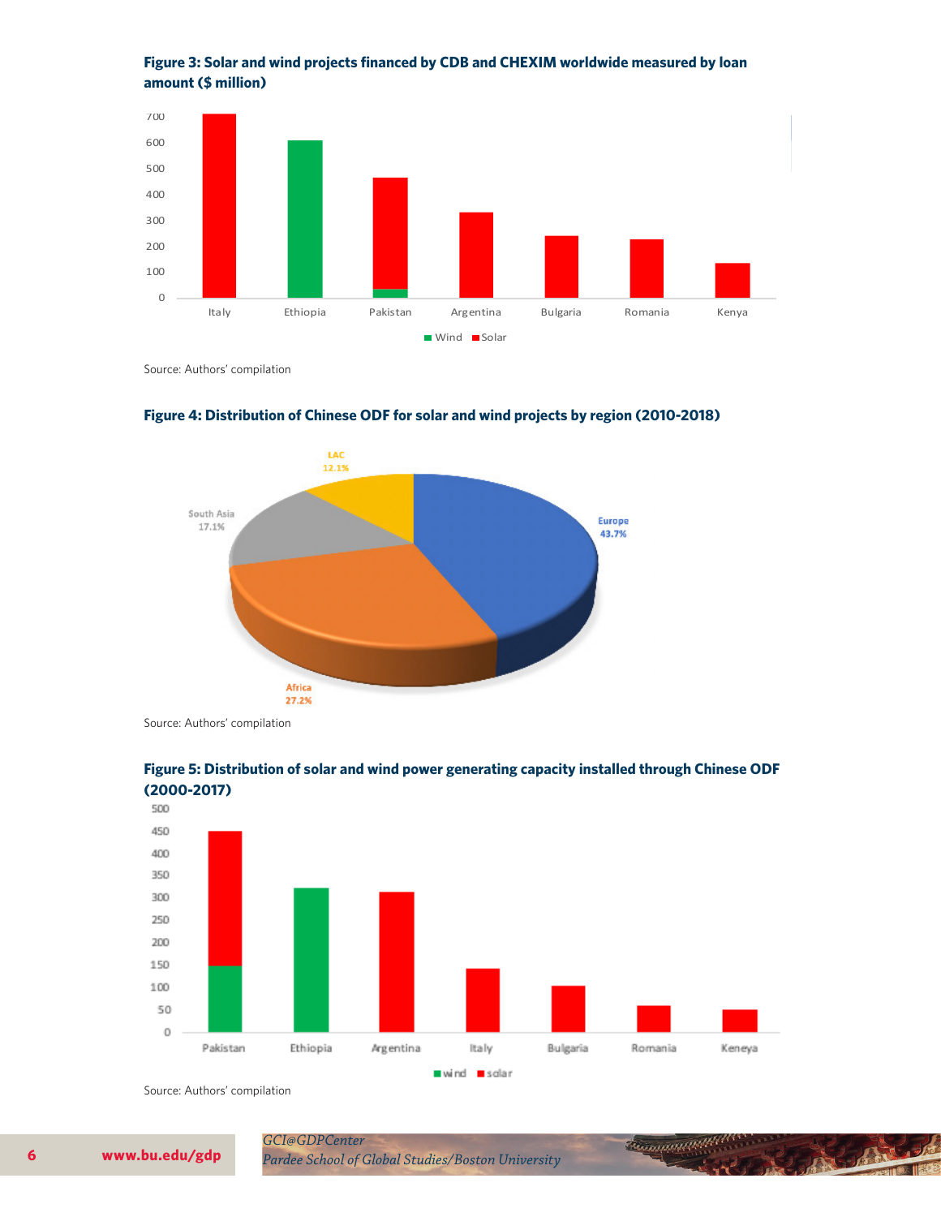**Figure 3: Solar and wind projects financed by CDB and CHEXIM worldwide measured by loan amount ($ million)**

Source: Authors' compilation

**Figure 4: Distribution of Chinese ODF for solar and wind projects by region (2010-2018)**

Source: Authors' compilation

**Figure 5: Distribution of solar and wind power generating capacity installed through Chinese ODF (2000-2017)**

Source: Authors' compilation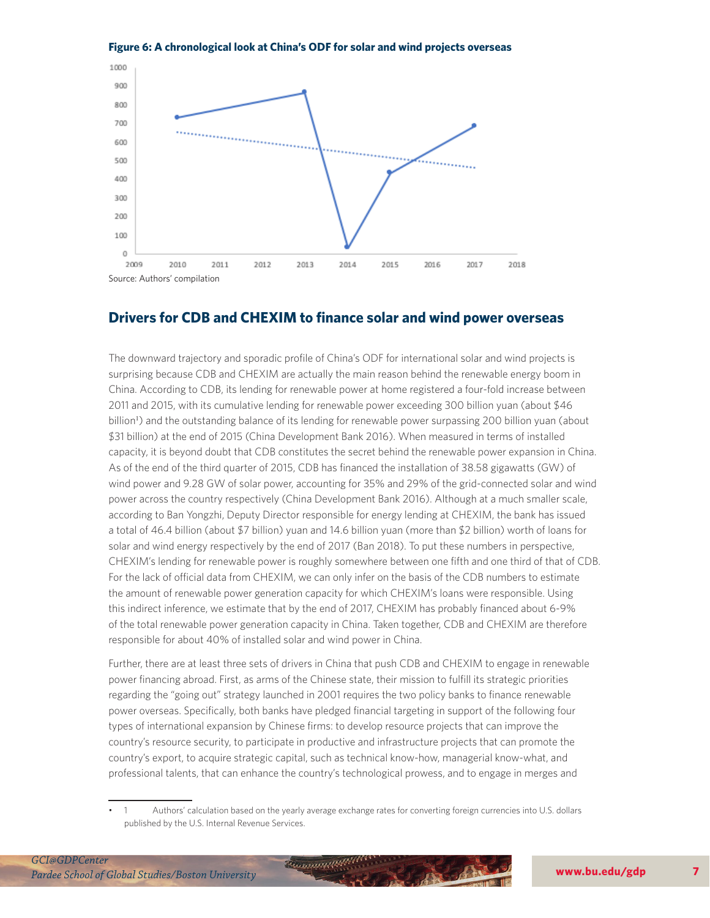**Figure 6: A chronological look at China's ODF for solar and wind projects overseas**

Source: Authors' compilation

## Drivers for CDB and CHEXIM to finance solar and wind power overseas

The downward trajectory and sporadic profile of China's ODF for international solar and wind projects is surprising because CDB and CHEXIM are actually the main reason behind the renewable energy boom in China. According to CDB, its lending for renewable power at home registered a four-fold increase between 2011 and 2015, with its cumulative lending for renewable power exceeding 300 billion yuan (about $46 billion[1]) and the outstanding balance of its lending for renewable power surpassing 200 billion yuan (about $31 billion) at the end of 2015 (China Development Bank 2016). When measured in terms of installed capacity, it is beyond doubt that CDB constitutes the secret behind the renewable power expansion in China. As of the end of the third quarter of 2015, CDB has financed the installation of 38.58 gigawatts (GW) of wind power and 9.28 GW of solar power, accounting for 35% and 29% of the grid-connected solar and wind power across the country respectively (China Development Bank 2016). Although at a much smaller scale, according to Ban Yongzhi, Deputy Director responsible for energy lending at CHEXIM, the bank has issued a total of 46.4 billion (about $7 billion) yuan and 14.6 billion yuan (more than $2 billion) worth of loans for solar and wind energy respectively by the end of 2017 (Ban 2018). To put these numbers in perspective, CHEXIM's lending for renewable power is roughly somewhere between one fifth and one third of that of CDB. For the lack of official data from CHEXIM, we can only infer on the basis of the CDB numbers to estimate the amount of renewable power generation capacity for which CHEXIM's loans were responsible. Using this indirect inference, we estimate that by the end of 2017, CHEXIM has probably financed about 6-9% of the total renewable power generation capacity in China. Taken together, CDB and CHEXIM are therefore responsible for about 40% of installed solar and wind power in China.

Further, there are at least three sets of drivers in China that push CDB and CHEXIM to engage in renewable power financing abroad. First, as arms of the Chinese state, their mission to fulfill its strategic priorities regarding the "going out" strategy launched in 2001 requires the two policy banks to finance renewable power overseas. Specifically, both banks have pledged financial targeting in support of the following four types of international expansion by Chinese firms: to develop resource projects that can improve the country's resource security, to participate in productive and infrastructure projects that can promote the country's export, to acquire strategic capital, such as technical know-how, managerial know-what, and professional talents, that can enhance the country's technological prowess, and to engage in merges and

---

- 1 Authors' calculation based on the yearly average exchange rates for converting foreign currencies into U.S. dollars published by the U.S. Internal Revenue Services.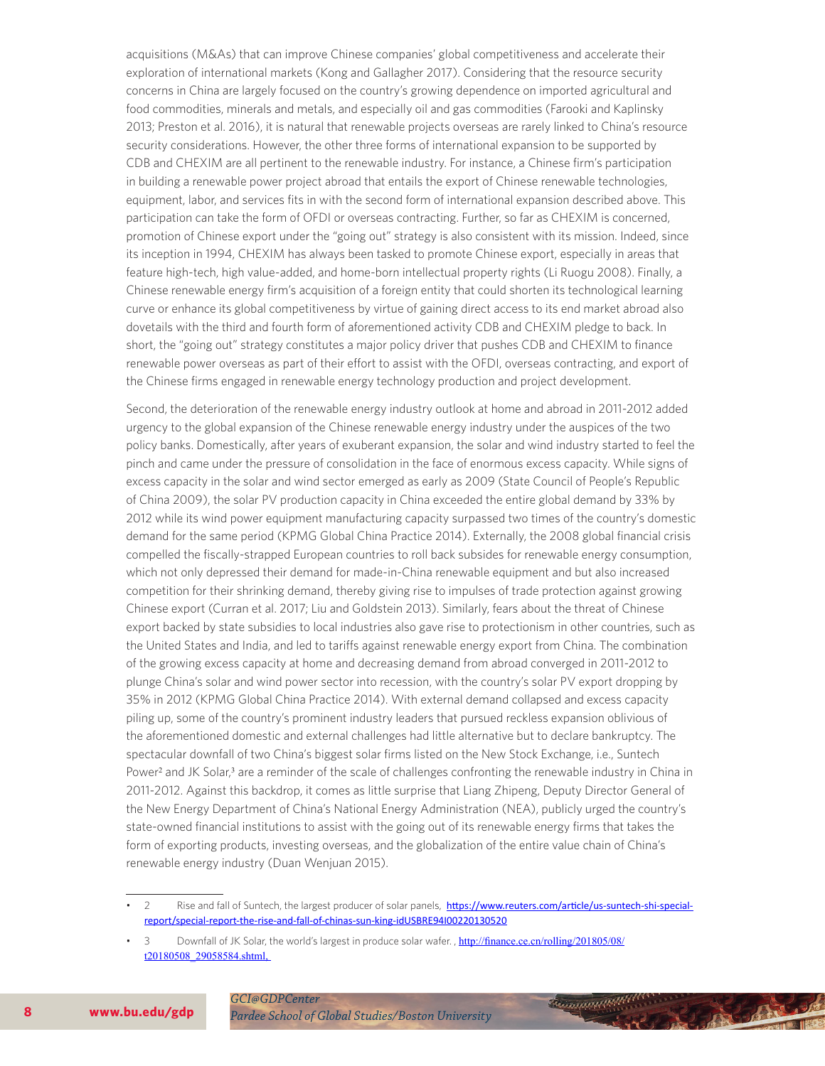acquisitions (M&As) that can improve Chinese companies' global competitiveness and accelerate their exploration of international markets (Kong and Gallagher 2017). Considering that the resource security concerns in China are largely focused on the country's growing dependence on imported agricultural and food commodities, minerals and metals, and especially oil and gas commodities (Farooki and Kaplinsky 2013; Preston et al. 2016), it is natural that renewable projects overseas are rarely linked to China's resource security considerations. However, the other three forms of international expansion to be supported by CDB and CHEXIM are all pertinent to the renewable industry. For instance, a Chinese firm's participation in building a renewable power project abroad that entails the export of Chinese renewable technologies, equipment, labor, and services fits in with the second form of international expansion described above. This participation can take the form of OFDI or overseas contracting. Further, so far as CHEXIM is concerned, promotion of Chinese export under the "going out" strategy is also consistent with its mission. Indeed, since its inception in 1994, CHEXIM has always been tasked to promote Chinese export, especially in areas that feature high-tech, high value-added, and home-born intellectual property rights (Li Ruogu 2008). Finally, a Chinese renewable energy firm's acquisition of a foreign entity that could shorten its technological learning curve or enhance its global competitiveness by virtue of gaining direct access to its end market abroad also dovetails with the third and fourth form of aforementioned activity CDB and CHEXIM pledge to back. In short, the "going out" strategy constitutes a major policy driver that pushes CDB and CHEXIM to finance renewable power overseas as part of their effort to assist with the OFDI, overseas contracting, and export of the Chinese firms engaged in renewable energy technology production and project development.

Second, the deterioration of the renewable energy industry outlook at home and abroad in 2011-2012 added urgency to the global expansion of the Chinese renewable energy industry under the auspices of the two policy banks. Domestically, after years of exuberant expansion, the solar and wind industry started to feel the pinch and came under the pressure of consolidation in the face of enormous excess capacity. While signs of excess capacity in the solar and wind sector emerged as early as 2009 (State Council of People's Republic of China 2009), the solar PV production capacity in China exceeded the entire global demand by 33% by 2012 while its wind power equipment manufacturing capacity surpassed two times of the country's domestic demand for the same period (KPMG Global China Practice 2014). Externally, the 2008 global financial crisis compelled the fiscally-strapped European countries to roll back subsides for renewable energy consumption, which not only depressed their demand for made-in-China renewable equipment and but also increased competition for their shrinking demand, thereby giving rise to impulses of trade protection against growing Chinese export (Curran et al. 2017; Liu and Goldstein 2013). Similarly, fears about the threat of Chinese export backed by state subsidies to local industries also gave rise to protectionism in other countries, such as the United States and India, and led to tariffs against renewable energy export from China. The combination of the growing excess capacity at home and decreasing demand from abroad converged in 2011-2012 to plunge China's solar and wind power sector into recession, with the country's solar PV export dropping by 35% in 2012 (KPMG Global China Practice 2014). With external demand collapsed and excess capacity piling up, some of the country's prominent industry leaders that pursued reckless expansion oblivious of the aforementioned domestic and external challenges had little alternative but to declare bankruptcy. The spectacular downfall of two China's biggest solar firms listed on the New Stock Exchange, i.e., Suntech Power[2] and JK Solar,[3] are a reminder of the scale of challenges confronting the renewable industry in China in 2011-2012. Against this backdrop, it comes as little surprise that Liang Zhipeng, Deputy Director General of the New Energy Department of China's National Energy Administration (NEA), publicly urged the country's state-owned financial institutions to assist with the going out of its renewable energy firms that takes the form of exporting products, investing overseas, and the globalization of the entire value chain of China's renewable energy industry (Duan Wenjuan 2015).

---

- 2 Rise and fall of Suntech, the largest producer of solar panels, https://www.reuters.com/article/us-suntech-shi-special-report/special-report-the-rise-and-fall-of-chinas-sun-king-idUSBRE94I00220130520
- 3 Downfall of JK Solar, the world's largest in produce solar wafer. , http://finance.ce.cn/rolling/201805/08/t20180508_29058584.shtml,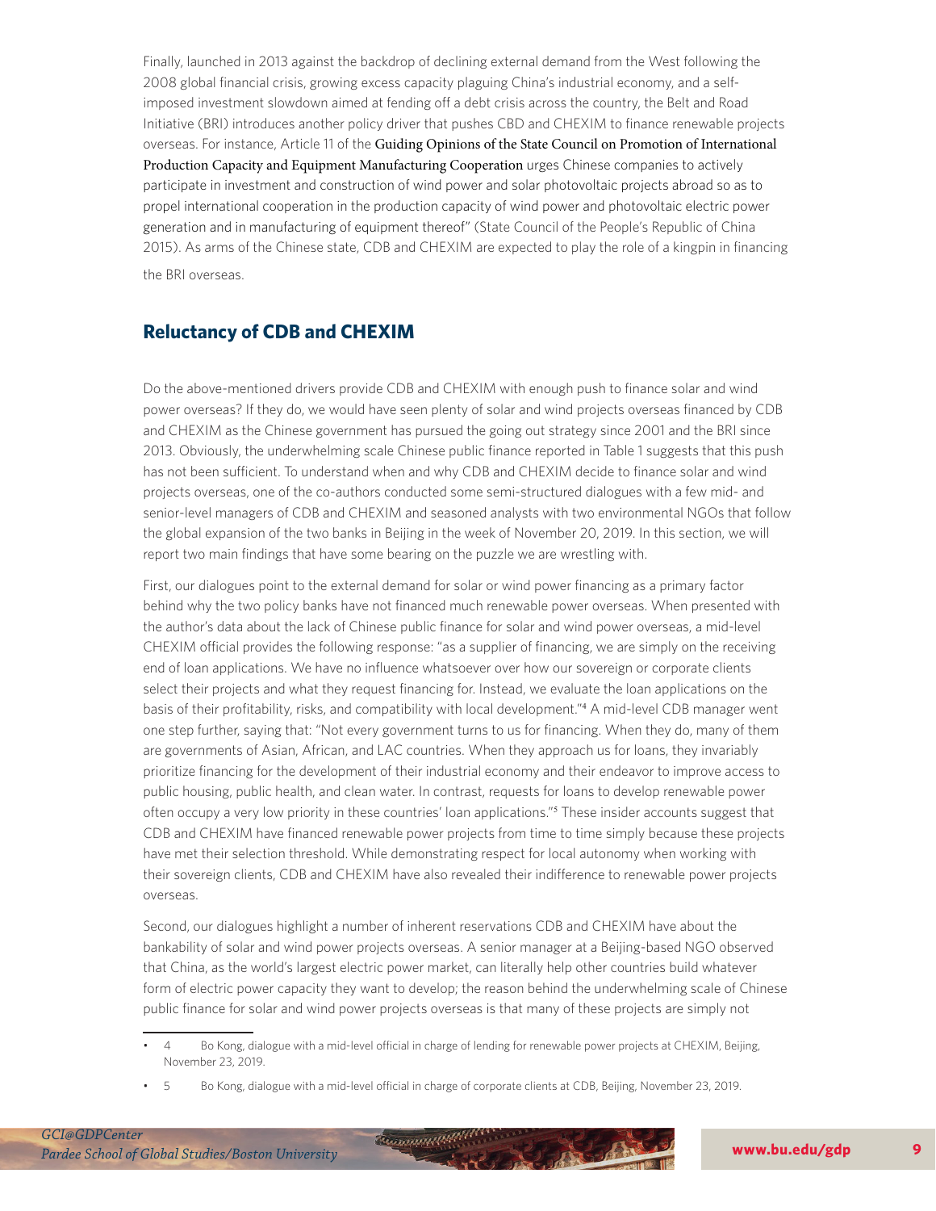Finally, launched in 2013 against the backdrop of declining external demand from the West following the 2008 global financial crisis, growing excess capacity plaguing China's industrial economy, and a self-imposed investment slowdown aimed at fending off a debt crisis across the country, the Belt and Road Initiative (BRI) introduces another policy driver that pushes CBD and CHEXIM to finance renewable projects overseas. For instance, Article 11 of the Guiding Opinions of the State Council on Promotion of International Production Capacity and Equipment Manufacturing Cooperation urges Chinese companies to actively participate in investment and construction of wind power and solar photovoltaic projects abroad so as to propel international cooperation in the production capacity of wind power and photovoltaic electric power generation and in manufacturing of equipment thereof" (State Council of the People's Republic of China 2015). As arms of the Chinese state, CDB and CHEXIM are expected to play the role of a kingpin in financing the BRI overseas.

## Reluctancy of CDB and CHEXIM

Do the above-mentioned drivers provide CDB and CHEXIM with enough push to finance solar and wind power overseas? If they do, we would have seen plenty of solar and wind projects overseas financed by CDB and CHEXIM as the Chinese government has pursued the going out strategy since 2001 and the BRI since 2013. Obviously, the underwhelming scale Chinese public finance reported in Table 1 suggests that this push has not been sufficient. To understand when and why CDB and CHEXIM decide to finance solar and wind projects overseas, one of the co-authors conducted some semi-structured dialogues with a few mid- and senior-level managers of CDB and CHEXIM and seasoned analysts with two environmental NGOs that follow the global expansion of the two banks in Beijing in the week of November 20, 2019. In this section, we will report two main findings that have some bearing on the puzzle we are wrestling with.

First, our dialogues point to the external demand for solar or wind power financing as a primary factor behind why the two policy banks have not financed much renewable power overseas. When presented with the author's data about the lack of Chinese public finance for solar and wind power overseas, a mid-level CHEXIM official provides the following response: "as a supplier of financing, we are simply on the receiving end of loan applications. We have no influence whatsoever over how our sovereign or corporate clients select their projects and what they request financing for. Instead, we evaluate the loan applications on the basis of their profitability, risks, and compatibility with local development."[4] A mid-level CDB manager went one step further, saying that: "Not every government turns to us for financing. When they do, many of them are governments of Asian, African, and LAC countries. When they approach us for loans, they invariably prioritize financing for the development of their industrial economy and their endeavor to improve access to public housing, public health, and clean water. In contrast, requests for loans to develop renewable power often occupy a very low priority in these countries' loan applications."[5] These insider accounts suggest that CDB and CHEXIM have financed renewable power projects from time to time simply because these projects have met their selection threshold. While demonstrating respect for local autonomy when working with their sovereign clients, CDB and CHEXIM have also revealed their indifference to renewable power projects overseas.

Second, our dialogues highlight a number of inherent reservations CDB and CHEXIM have about the bankability of solar and wind power projects overseas. A senior manager at a Beijing-based NGO observed that China, as the world's largest electric power market, can literally help other countries build whatever form of electric power capacity they want to develop; the reason behind the underwhelming scale of Chinese public finance for solar and wind power projects overseas is that many of these projects are simply not

---

- 4 Bo Kong, dialogue with a mid-level official in charge of lending for renewable power projects at CHEXIM, Beijing, November 23, 2019.
- 5 Bo Kong, dialogue with a mid-level official in charge of corporate clients at CDB, Beijing, November 23, 2019.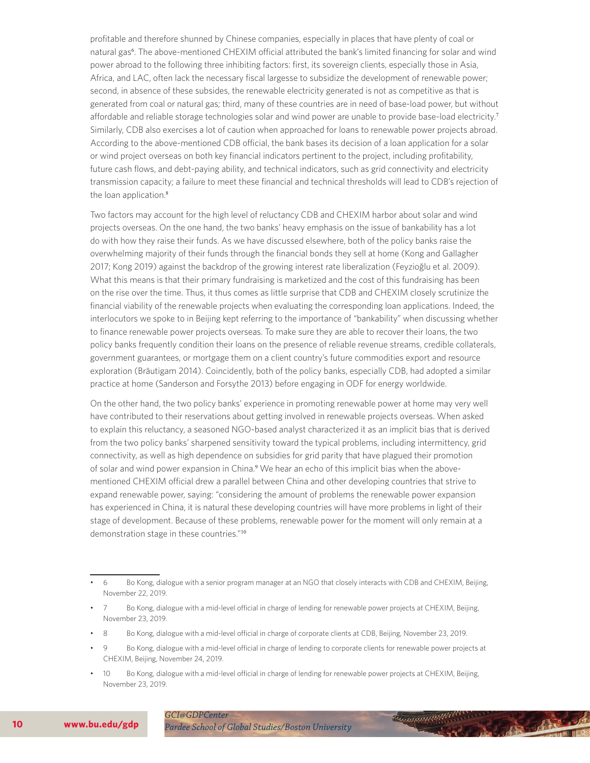profitable and therefore shunned by Chinese companies, especially in places that have plenty of coal or natural gas[6]. The above-mentioned CHEXIM official attributed the bank's limited financing for solar and wind power abroad to the following three inhibiting factors: first, its sovereign clients, especially those in Asia, Africa, and LAC, often lack the necessary fiscal largesse to subsidize the development of renewable power; second, in absence of these subsides, the renewable electricity generated is not as competitive as that is generated from coal or natural gas; third, many of these countries are in need of base-load power, but without affordable and reliable storage technologies solar and wind power are unable to provide base-load electricity.[7] Similarly, CDB also exercises a lot of caution when approached for loans to renewable power projects abroad. According to the above-mentioned CDB official, the bank bases its decision of a loan application for a solar or wind project overseas on both key financial indicators pertinent to the project, including profitability, future cash flows, and debt-paying ability, and technical indicators, such as grid connectivity and electricity transmission capacity; a failure to meet these financial and technical thresholds will lead to CDB's rejection of the loan application.[8]

Two factors may account for the high level of reluctancy CDB and CHEXIM harbor about solar and wind projects overseas. On the one hand, the two banks' heavy emphasis on the issue of bankability has a lot do with how they raise their funds. As we have discussed elsewhere, both of the policy banks raise the overwhelming majority of their funds through the financial bonds they sell at home (Kong and Gallagher 2017; Kong 2019) against the backdrop of the growing interest rate liberalization (Feyzioğlu et al. 2009). What this means is that their primary fundraising is marketized and the cost of this fundraising has been on the rise over the time. Thus, it thus comes as little surprise that CDB and CHEXIM closely scrutinize the financial viability of the renewable projects when evaluating the corresponding loan applications. Indeed, the interlocutors we spoke to in Beijing kept referring to the importance of "bankability" when discussing whether to finance renewable power projects overseas. To make sure they are able to recover their loans, the two policy banks frequently condition their loans on the presence of reliable revenue streams, credible collaterals, government guarantees, or mortgage them on a client country's future commodities export and resource exploration (Bräutigam 2014). Coincidently, both of the policy banks, especially CDB, had adopted a similar practice at home (Sanderson and Forsythe 2013) before engaging in ODF for energy worldwide.

On the other hand, the two policy banks' experience in promoting renewable power at home may very well have contributed to their reservations about getting involved in renewable projects overseas. When asked to explain this reluctancy, a seasoned NGO-based analyst characterized it as an implicit bias that is derived from the two policy banks' sharpened sensitivity toward the typical problems, including intermittency, grid connectivity, as well as high dependence on subsidies for grid parity that have plagued their promotion of solar and wind power expansion in China.[9] We hear an echo of this implicit bias when the above-mentioned CHEXIM official drew a parallel between China and other developing countries that strive to expand renewable power, saying: "considering the amount of problems the renewable power expansion has experienced in China, it is natural these developing countries will have more problems in light of their stage of development. Because of these problems, renewable power for the moment will only remain at a demonstration stage in these countries."[10]

---

- 6 Bo Kong, dialogue with a senior program manager at an NGO that closely interacts with CDB and CHEXIM, Beijing, November 22, 2019.
- 7 Bo Kong, dialogue with a mid-level official in charge of lending for renewable power projects at CHEXIM, Beijing, November 23, 2019.
- 8 Bo Kong, dialogue with a mid-level official in charge of corporate clients at CDB, Beijing, November 23, 2019.
- 9 Bo Kong, dialogue with a mid-level official in charge of lending to corporate clients for renewable power projects at CHEXIM, Beijing, November 24, 2019.
- 10 Bo Kong, dialogue with a mid-level official in charge of lending for renewable power projects at CHEXIM, Beijing, November 23, 2019.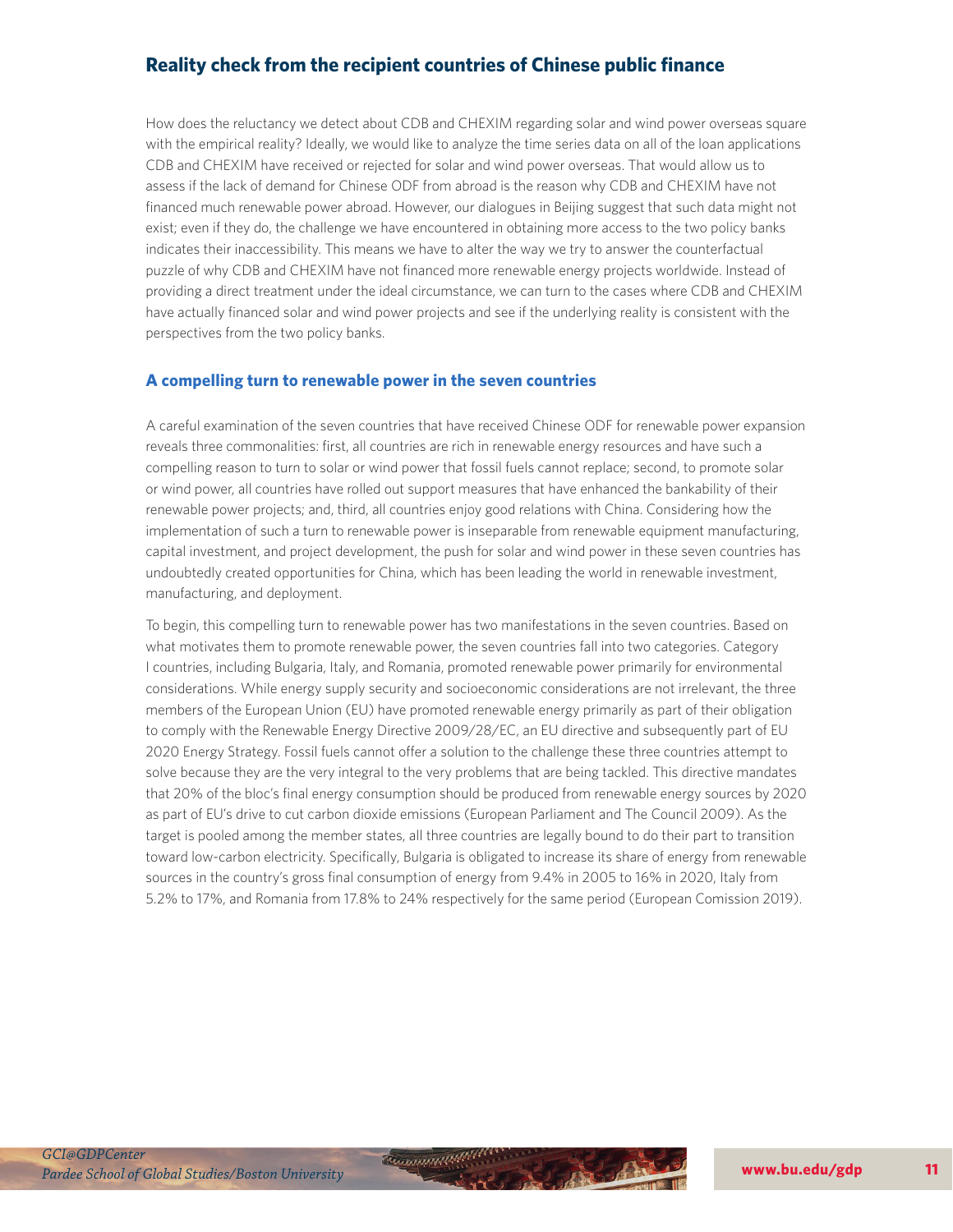## Reality check from the recipient countries of Chinese public finance

How does the reluctancy we detect about CDB and CHEXIM regarding solar and wind power overseas square with the empirical reality? Ideally, we would like to analyze the time series data on all of the loan applications CDB and CHEXIM have received or rejected for solar and wind power overseas. That would allow us to assess if the lack of demand for Chinese ODF from abroad is the reason why CDB and CHEXIM have not financed much renewable power abroad. However, our dialogues in Beijing suggest that such data might not exist; even if they do, the challenge we have encountered in obtaining more access to the two policy banks indicates their inaccessibility. This means we have to alter the way we try to answer the counterfactual puzzle of why CDB and CHEXIM have not financed more renewable energy projects worldwide. Instead of providing a direct treatment under the ideal circumstance, we can turn to the cases where CDB and CHEXIM have actually financed solar and wind power projects and see if the underlying reality is consistent with the perspectives from the two policy banks.

### A compelling turn to renewable power in the seven countries

A careful examination of the seven countries that have received Chinese ODF for renewable power expansion reveals three commonalities: first, all countries are rich in renewable energy resources and have such a compelling reason to turn to solar or wind power that fossil fuels cannot replace; second, to promote solar or wind power, all countries have rolled out support measures that have enhanced the bankability of their renewable power projects; and, third, all countries enjoy good relations with China. Considering how the implementation of such a turn to renewable power is inseparable from renewable equipment manufacturing, capital investment, and project development, the push for solar and wind power in these seven countries has undoubtedly created opportunities for China, which has been leading the world in renewable investment, manufacturing, and deployment.

To begin, this compelling turn to renewable power has two manifestations in the seven countries. Based on what motivates them to promote renewable power, the seven countries fall into two categories. Category I countries, including Bulgaria, Italy, and Romania, promoted renewable power primarily for environmental considerations. While energy supply security and socioeconomic considerations are not irrelevant, the three members of the European Union (EU) have promoted renewable energy primarily as part of their obligation to comply with the Renewable Energy Directive 2009/28/EC, an EU directive and subsequently part of EU 2020 Energy Strategy. Fossil fuels cannot offer a solution to the challenge these three countries attempt to solve because they are the very integral to the very problems that are being tackled. This directive mandates that 20% of the bloc's final energy consumption should be produced from renewable energy sources by 2020 as part of EU's drive to cut carbon dioxide emissions (European Parliament and The Council 2009). As the target is pooled among the member states, all three countries are legally bound to do their part to transition toward low-carbon electricity. Specifically, Bulgaria is obligated to increase its share of energy from renewable sources in the country's gross final consumption of energy from 9.4% in 2005 to 16% in 2020, Italy from 5.2% to 17%, and Romania from 17.8% to 24% respectively for the same period (European Comission 2019).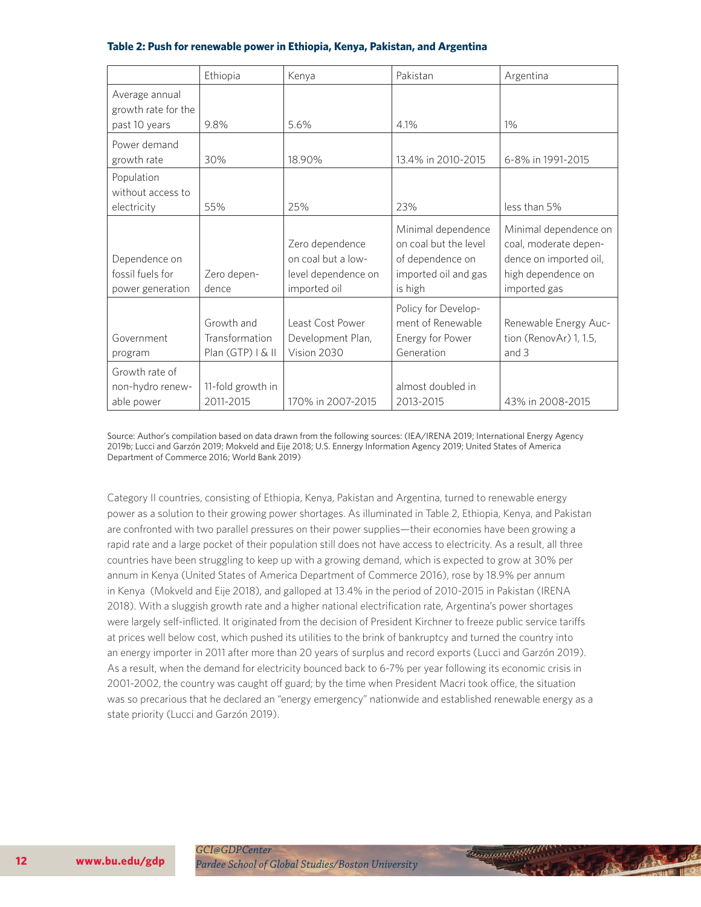**Table 2: Push for renewable power in Ethiopia, Kenya, Pakistan, and Argentina**

| | Ethiopia | Kenya | Pakistan | Argentina |
|---|---|---|---|---|
| Average annual growth rate for the past 10 years | 9.8% | 5.6% | 4.1% | 1% |
| Power demand growth rate | 30% | 18.90% | 13.4% in 2010-2015 | 6-8% in 1991-2015 |
| Population without access to electricity | 55% | 25% | 23% | less than 5% |
| Dependence on fossil fuels for power generation | Zero dependence | Zero dependence on coal but a low-level dependence on imported oil | Minimal dependence on coal but the level of dependence on imported oil and gas is high | Minimal dependence on coal, moderate dependence on imported oil, high dependence on imported gas |
| Government program | Growth and Transformation Plan (GTP) I & II | Least Cost Power Development Plan, Vision 2030 | Policy for Development of Renewable Energy for Power Generation | Renewable Energy Auction (RenovAr) 1, 1.5, and 3 |
| Growth rate of non-hydro renewable power | 11-fold growth in 2011-2015 | 170% in 2007-2015 | almost doubled in 2013-2015 | 43% in 2008-2015 |

Source: Author's compilation based on data drawn from the following sources: (IEA/IRENA 2019; International Energy Agency 2019b; Lucci and Garzón 2019; Mokveld and Eije 2018; U.S. Ennergy Information Agency 2019; United States of America Department of Commerce 2016; World Bank 2019)

Category II countries, consisting of Ethiopia, Kenya, Pakistan and Argentina, turned to renewable energy power as a solution to their growing power shortages. As illuminated in Table 2, Ethiopia, Kenya, and Pakistan are confronted with two parallel pressures on their power supplies—their economies have been growing a rapid rate and a large pocket of their population still does not have access to electricity. As a result, all three countries have been struggling to keep up with a growing demand, which is expected to grow at 30% per annum in Kenya (United States of America Department of Commerce 2016), rose by 18.9% per annum in Kenya (Mokveld and Eije 2018), and galloped at 13.4% in the period of 2010-2015 in Pakistan (IRENA 2018). With a sluggish growth rate and a higher national electrification rate, Argentina's power shortages were largely self-inflicted. It originated from the decision of President Kirchner to freeze public service tariffs at prices well below cost, which pushed its utilities to the brink of bankruptcy and turned the country into an energy importer in 2011 after more than 20 years of surplus and record exports (Lucci and Garzón 2019). As a result, when the demand for electricity bounced back to 6-7% per year following its economic crisis in 2001-2002, the country was caught off guard; by the time when President Macri took office, the situation was so precarious that he declared an "energy emergency" nationwide and established renewable energy as a state priority (Lucci and Garzón 2019).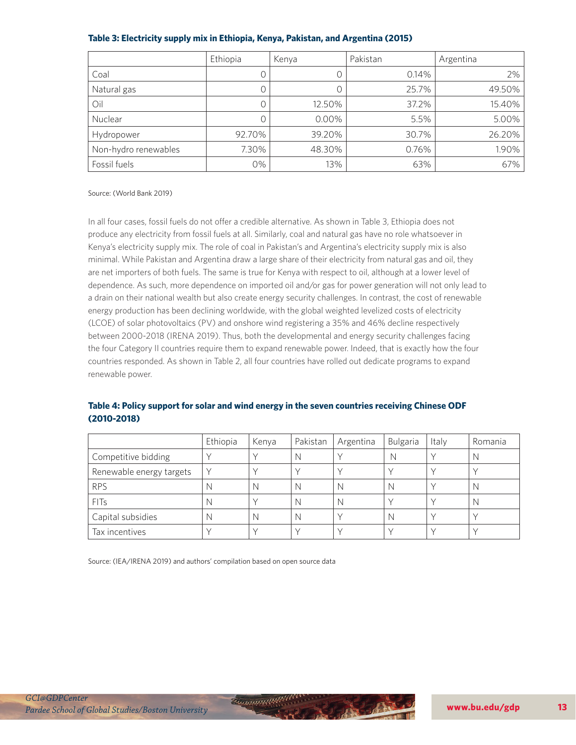**Table 3: Electricity supply mix in Ethiopia, Kenya, Pakistan, and Argentina (2015)**

| | Ethiopia | Kenya | Pakistan | Argentina |
|---|---|---|---|---|
| Coal | 0 | 0 | 0.14% | 2% |
| Natural gas | 0 | 0 | 25.7% | 49.50% |
| Oil | 0 | 12.50% | 37.2% | 15.40% |
| Nuclear | 0 | 0.00% | 5.5% | 5.00% |
| Hydropower | 92.70% | 39.20% | 30.7% | 26.20% |
| Non-hydro renewables | 7.30% | 48.30% | 0.76% | 1.90% |
| Fossil fuels | 0% | 13% | 63% | 67% |

Source: (World Bank 2019)

In all four cases, fossil fuels do not offer a credible alternative. As shown in Table 3, Ethiopia does not produce any electricity from fossil fuels at all. Similarly, coal and natural gas have no role whatsoever in Kenya's electricity supply mix. The role of coal in Pakistan's and Argentina's electricity supply mix is also minimal. While Pakistan and Argentina draw a large share of their electricity from natural gas and oil, they are net importers of both fuels. The same is true for Kenya with respect to oil, although at a lower level of dependence. As such, more dependence on imported oil and/or gas for power generation will not only lead to a drain on their national wealth but also create energy security challenges. In contrast, the cost of renewable energy production has been declining worldwide, with the global weighted levelized costs of electricity (LCOE) of solar photovoltaics (PV) and onshore wind registering a 35% and 46% decline respectively between 2000-2018 (IRENA 2019). Thus, both the developmental and energy security challenges facing the four Category II countries require them to expand renewable power. Indeed, that is exactly how the four countries responded. As shown in Table 2, all four countries have rolled out dedicate programs to expand renewable power.

**Table 4: Policy support for solar and wind energy in the seven countries receiving Chinese ODF (2010-2018)**

| | Ethiopia | Kenya | Pakistan | Argentina | Bulgaria | Italy | Romania |
|---|---|---|---|---|---|---|---|
| Competitive bidding | Y | Y | N | Y | N | Y | N |
| Renewable energy targets | Y | Y | Y | Y | Y | Y | Y |
| RPS | N | N | N | N | N | Y | N |
| FITs | N | Y | N | N | Y | Y | N |
| Capital subsidies | N | N | N | Y | N | Y | Y |
| Tax incentives | Y | Y | Y | Y | Y | Y | Y |

Source: (IEA/IRENA 2019) and authors' compilation based on open source data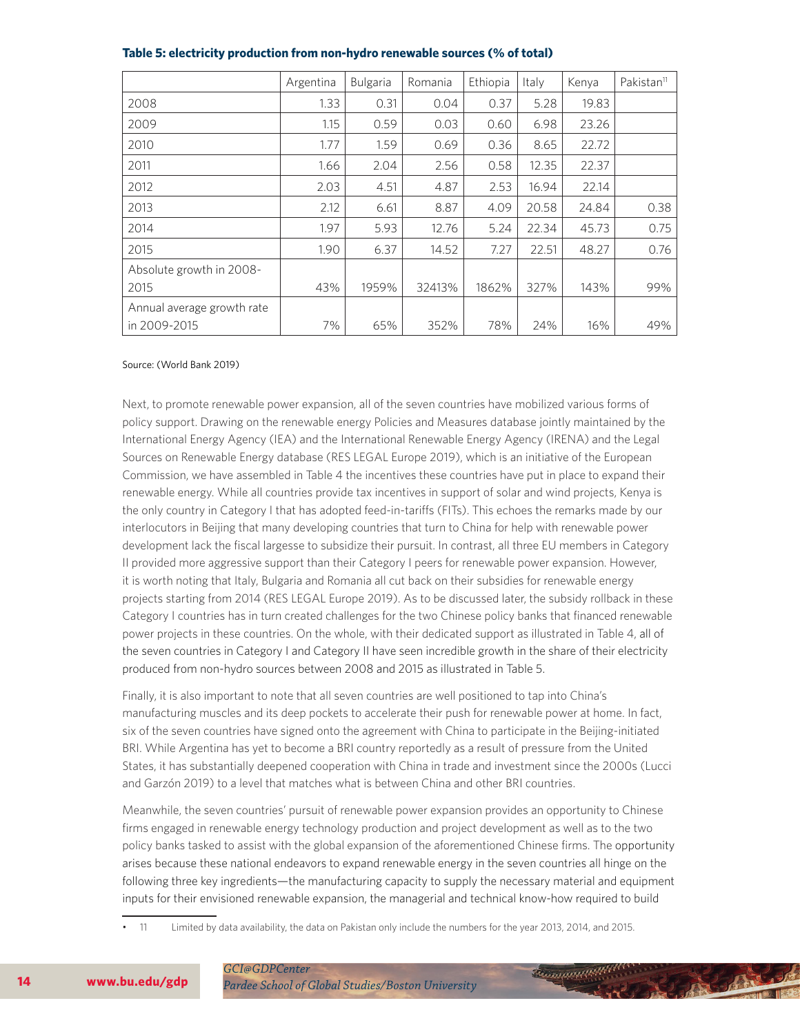**Table 5: electricity production from non-hydro renewable sources (% of total)**

| | Argentina | Bulgaria | Romania | Ethiopia | Italy | Kenya | Pakistan[11] |
|---|---|---|---|---|---|---|---|
| 2008 | 1.33 | 0.31 | 0.04 | 0.37 | 5.28 | 19.83 | |
| 2009 | 1.15 | 0.59 | 0.03 | 0.60 | 6.98 | 23.26 | |
| 2010 | 1.77 | 1.59 | 0.69 | 0.36 | 8.65 | 22.72 | |
| 2011 | 1.66 | 2.04 | 2.56 | 0.58 | 12.35 | 22.37 | |
| 2012 | 2.03 | 4.51 | 4.87 | 2.53 | 16.94 | 22.14 | |
| 2013 | 2.12 | 6.61 | 8.87 | 4.09 | 20.58 | 24.84 | 0.38 |
| 2014 | 1.97 | 5.93 | 12.76 | 5.24 | 22.34 | 45.73 | 0.75 |
| 2015 | 1.90 | 6.37 | 14.52 | 7.27 | 22.51 | 48.27 | 0.76 |
| Absolute growth in 2008-2015 | 43% | 1959% | 32413% | 1862% | 327% | 143% | 99% |
| Annual average growth rate in 2009-2015 | 7% | 65% | 352% | 78% | 24% | 16% | 49% |

Source: (World Bank 2019)

Next, to promote renewable power expansion, all of the seven countries have mobilized various forms of policy support. Drawing on the renewable energy Policies and Measures database jointly maintained by the International Energy Agency (IEA) and the International Renewable Energy Agency (IRENA) and the Legal Sources on Renewable Energy database (RES LEGAL Europe 2019), which is an initiative of the European Commission, we have assembled in Table 4 the incentives these countries have put in place to expand their renewable energy. While all countries provide tax incentives in support of solar and wind projects, Kenya is the only country in Category I that has adopted feed-in-tariffs (FITs). This echoes the remarks made by our interlocutors in Beijing that many developing countries that turn to China for help with renewable power development lack the fiscal largesse to subsidize their pursuit. In contrast, all three EU members in Category II provided more aggressive support than their Category I peers for renewable power expansion. However, it is worth noting that Italy, Bulgaria and Romania all cut back on their subsidies for renewable energy projects starting from 2014 (RES LEGAL Europe 2019). As to be discussed later, the subsidy rollback in these Category I countries has in turn created challenges for the two Chinese policy banks that financed renewable power projects in these countries. On the whole, with their dedicated support as illustrated in Table 4, all of the seven countries in Category I and Category II have seen incredible growth in the share of their electricity produced from non-hydro sources between 2008 and 2015 as illustrated in Table 5.

Finally, it is also important to note that all seven countries are well positioned to tap into China's manufacturing muscles and its deep pockets to accelerate their push for renewable power at home. In fact, six of the seven countries have signed onto the agreement with China to participate in the Beijing-initiated BRI. While Argentina has yet to become a BRI country reportedly as a result of pressure from the United States, it has substantially deepened cooperation with China in trade and investment since the 2000s (Lucci and Garzón 2019) to a level that matches what is between China and other BRI countries.

Meanwhile, the seven countries' pursuit of renewable power expansion provides an opportunity to Chinese firms engaged in renewable energy technology production and project development as well as to the two policy banks tasked to assist with the global expansion of the aforementioned Chinese firms. The opportunity arises because these national endeavors to expand renewable energy in the seven countries all hinge on the following three key ingredients—the manufacturing capacity to supply the necessary material and equipment inputs for their envisioned renewable expansion, the managerial and technical know-how required to build

[11] Limited by data availability, the data on Pakistan only include the numbers for the year 2013, 2014, and 2015.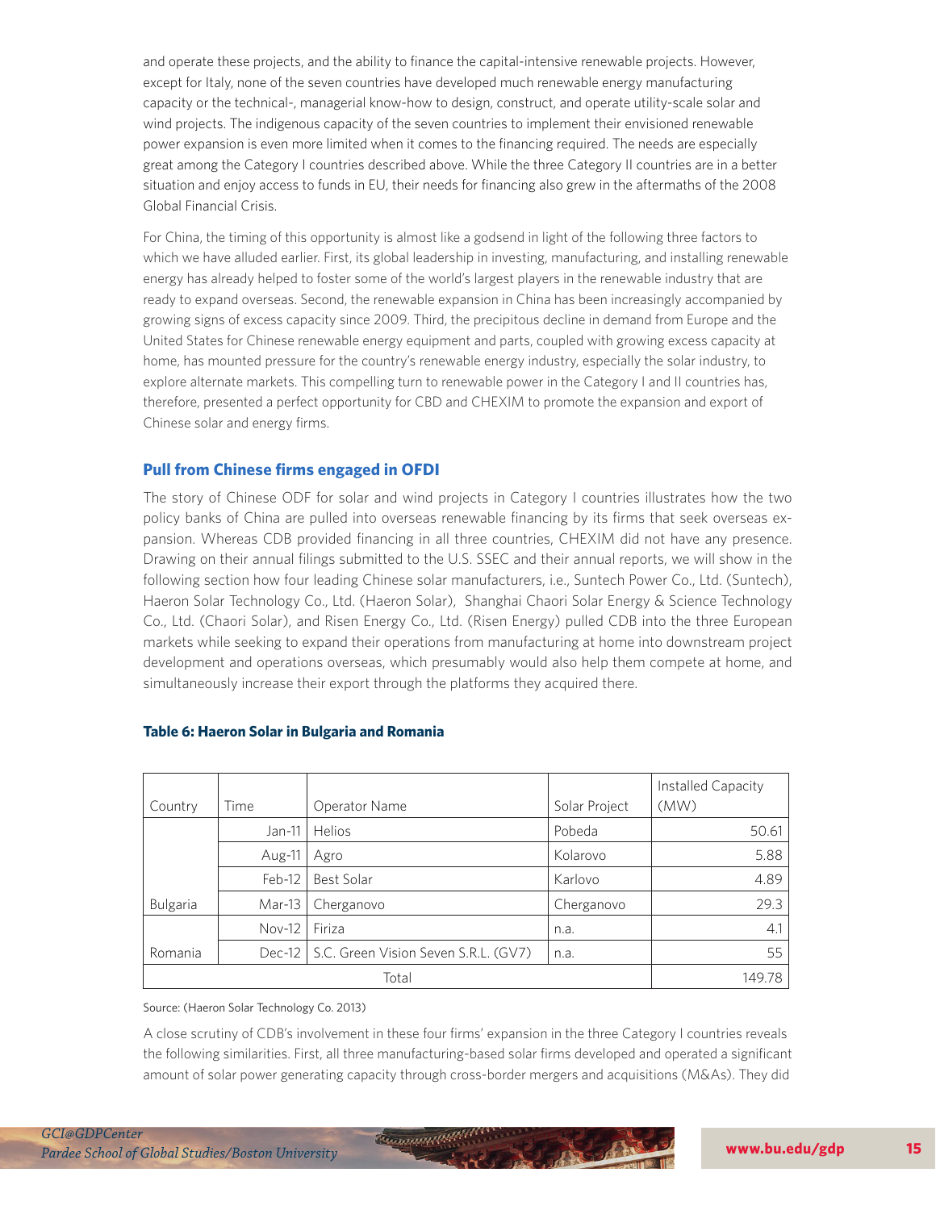and operate these projects, and the ability to finance the capital-intensive renewable projects. However, except for Italy, none of the seven countries have developed much renewable energy manufacturing capacity or the technical-, managerial know-how to design, construct, and operate utility-scale solar and wind projects. The indigenous capacity of the seven countries to implement their envisioned renewable power expansion is even more limited when it comes to the financing required. The needs are especially great among the Category I countries described above. While the three Category II countries are in a better situation and enjoy access to funds in EU, their needs for financing also grew in the aftermaths of the 2008 Global Financial Crisis.

For China, the timing of this opportunity is almost like a godsend in light of the following three factors to which we have alluded earlier. First, its global leadership in investing, manufacturing, and installing renewable energy has already helped to foster some of the world's largest players in the renewable industry that are ready to expand overseas. Second, the renewable expansion in China has been increasingly accompanied by growing signs of excess capacity since 2009. Third, the precipitous decline in demand from Europe and the United States for Chinese renewable energy equipment and parts, coupled with growing excess capacity at home, has mounted pressure for the country's renewable energy industry, especially the solar industry, to explore alternate markets. This compelling turn to renewable power in the Category I and II countries has, therefore, presented a perfect opportunity for CBD and CHEXIM to promote the expansion and export of Chinese solar and energy firms.

### Pull from Chinese firms engaged in OFDI

The story of Chinese ODF for solar and wind projects in Category I countries illustrates how the two policy banks of China are pulled into overseas renewable financing by its firms that seek overseas expansion. Whereas CDB provided financing in all three countries, CHEXIM did not have any presence. Drawing on their annual filings submitted to the U.S. SSEC and their annual reports, we will show in the following section how four leading Chinese solar manufacturers, i.e., Suntech Power Co., Ltd. (Suntech), Haeron Solar Technology Co., Ltd. (Haeron Solar), Shanghai Chaori Solar Energy & Science Technology Co., Ltd. (Chaori Solar), and Risen Energy Co., Ltd. (Risen Energy) pulled CDB into the three European markets while seeking to expand their operations from manufacturing at home into downstream project development and operations overseas, which presumably would also help them compete at home, and simultaneously increase their export through the platforms they acquired there.

**Table 6: Haeron Solar in Bulgaria and Romania**

| Country | Time | Operator Name | Solar Project | Installed Capacity (MW) |
|---|---|---|---|---|
| Bulgaria | Jan-11 | Helios | Pobeda | 50.61 |
| | Aug-11 | Agro | Kolarovo | 5.88 |
| | Feb-12 | Best Solar | Karlovo | 4.89 |
| | Mar-13 | Cherganovo | Cherganovo | 29.3 |
| Romania | Nov-12 | Firiza | n.a. | 4.1 |
| | Dec-12 | S.C. Green Vision Seven S.R.L. (GV7) | n.a. | 55 |
| Total | | | | 149.78 |

Source: (Haeron Solar Technology Co. 2013)

A close scrutiny of CDB's involvement in these four firms' expansion in the three Category I countries reveals the following similarities. First, all three manufacturing-based solar firms developed and operated a significant amount of solar power generating capacity through cross-border mergers and acquisitions (M&As). They did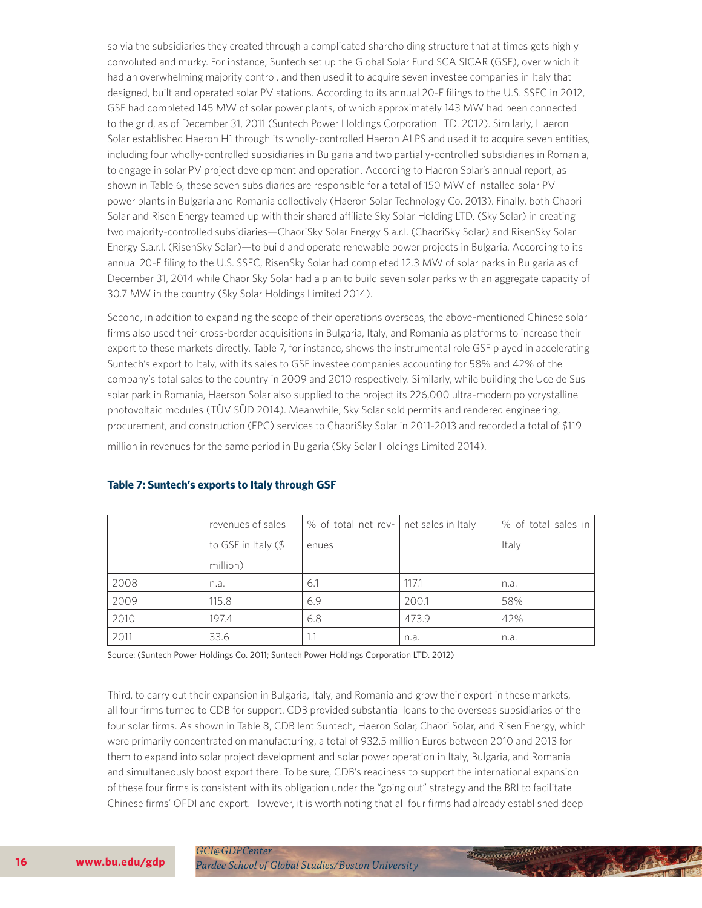so via the subsidiaries they created through a complicated shareholding structure that at times gets highly convoluted and murky. For instance, Suntech set up the Global Solar Fund SCA SICAR (GSF), over which it had an overwhelming majority control, and then used it to acquire seven investee companies in Italy that designed, built and operated solar PV stations. According to its annual 20-F filings to the U.S. SSEC in 2012, GSF had completed 145 MW of solar power plants, of which approximately 143 MW had been connected to the grid, as of December 31, 2011 (Suntech Power Holdings Corporation LTD. 2012). Similarly, Haeron Solar established Haeron H1 through its wholly-controlled Haeron ALPS and used it to acquire seven entities, including four wholly-controlled subsidiaries in Bulgaria and two partially-controlled subsidiaries in Romania, to engage in solar PV project development and operation. According to Haeron Solar's annual report, as shown in Table 6, these seven subsidiaries are responsible for a total of 150 MW of installed solar PV power plants in Bulgaria and Romania collectively (Haeron Solar Technology Co. 2013). Finally, both Chaori Solar and Risen Energy teamed up with their shared affiliate Sky Solar Holding LTD. (Sky Solar) in creating two majority-controlled subsidiaries—ChaoriSky Solar Energy S.a.r.l. (ChaoriSky Solar) and RisenSky Solar Energy S.a.r.l. (RisenSky Solar)—to build and operate renewable power projects in Bulgaria. According to its annual 20-F filing to the U.S. SSEC, RisenSky Solar had completed 12.3 MW of solar parks in Bulgaria as of December 31, 2014 while ChaoriSky Solar had a plan to build seven solar parks with an aggregate capacity of 30.7 MW in the country (Sky Solar Holdings Limited 2014).

Second, in addition to expanding the scope of their operations overseas, the above-mentioned Chinese solar firms also used their cross-border acquisitions in Bulgaria, Italy, and Romania as platforms to increase their export to these markets directly. Table 7, for instance, shows the instrumental role GSF played in accelerating Suntech's export to Italy, with its sales to GSF investee companies accounting for 58% and 42% of the company's total sales to the country in 2009 and 2010 respectively. Similarly, while building the Uce de Sus solar park in Romania, Haerson Solar also supplied to the project its 226,000 ultra-modern polycrystalline photovoltaic modules (TÜV SÜD 2014). Meanwhile, Sky Solar sold permits and rendered engineering, procurement, and construction (EPC) services to ChaoriSky Solar in 2011-2013 and recorded a total of $119 million in revenues for the same period in Bulgaria (Sky Solar Holdings Limited 2014).

**Table 7: Suntech's exports to Italy through GSF**

| | revenues of sales to GSF in Italy ($ million) | % of total net revenues | net sales in Italy | % of total sales in Italy |
|---|---|---|---|---|
| 2008 | n.a. | 6.1 | 117.1 | n.a. |
| 2009 | 115.8 | 6.9 | 200.1 | 58% |
| 2010 | 197.4 | 6.8 | 473.9 | 42% |
| 2011 | 33.6 | 1.1 | n.a. | n.a. |

Source: (Suntech Power Holdings Co. 2011; Suntech Power Holdings Corporation LTD. 2012)

Third, to carry out their expansion in Bulgaria, Italy, and Romania and grow their export in these markets, all four firms turned to CDB for support. CDB provided substantial loans to the overseas subsidiaries of the four solar firms. As shown in Table 8, CDB lent Suntech, Haeron Solar, Chaori Solar, and Risen Energy, which were primarily concentrated on manufacturing, a total of 932.5 million Euros between 2010 and 2013 for them to expand into solar project development and solar power operation in Italy, Bulgaria, and Romania and simultaneously boost export there. To be sure, CDB's readiness to support the international expansion of these four firms is consistent with its obligation under the "going out" strategy and the BRI to facilitate Chinese firms' OFDI and export. However, it is worth noting that all four firms had already established deep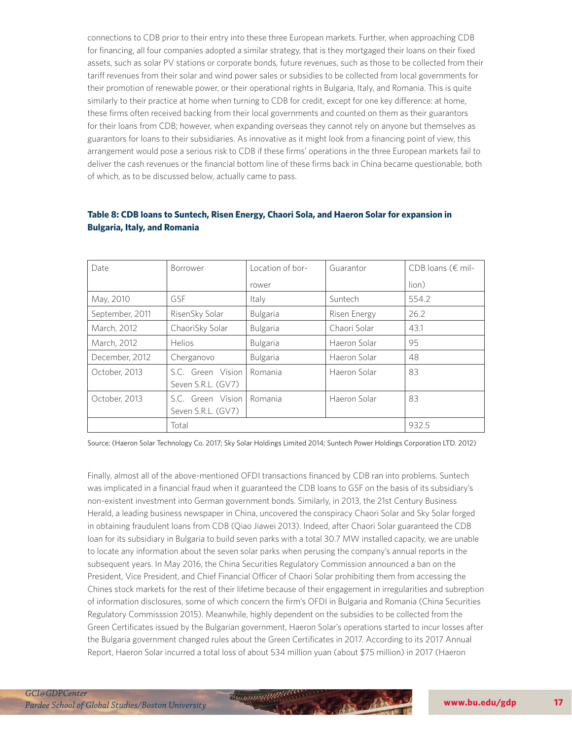connections to CDB prior to their entry into these three European markets. Further, when approaching CDB for financing, all four companies adopted a similar strategy, that is they mortgaged their loans on their fixed assets, such as solar PV stations or corporate bonds, future revenues, such as those to be collected from their tariff revenues from their solar and wind power sales or subsidies to be collected from local governments for their promotion of renewable power, or their operational rights in Bulgaria, Italy, and Romania. This is quite similarly to their practice at home when turning to CDB for credit, except for one key difference: at home, these firms often received backing from their local governments and counted on them as their guarantors for their loans from CDB; however, when expanding overseas they cannot rely on anyone but themselves as guarantors for loans to their subsidiaries. As innovative as it might look from a financing point of view, this arrangement would pose a serious risk to CDB if these firms' operations in the three European markets fail to deliver the cash revenues or the financial bottom line of these firms back in China became questionable, both of which, as to be discussed below, actually came to pass.

**Table 8: CDB loans to Suntech, Risen Energy, Chaori Sola, and Haeron Solar for expansion in Bulgaria, Italy, and Romania**

| Date | Borrower | Location of borrower | Guarantor | CDB loans (€ million) |
|---|---|---|---|---|
| May, 2010 | GSF | Italy | Suntech | 554.2 |
| September, 2011 | RisenSky Solar | Bulgaria | Risen Energy | 26.2 |
| March, 2012 | ChaoriSky Solar | Bulgaria | Chaori Solar | 43.1 |
| March, 2012 | Helios | Bulgaria | Haeron Solar | 95 |
| December, 2012 | Cherganovo | Bulgaria | Haeron Solar | 48 |
| October, 2013 | S.C. Green Vision Seven S.R.L. (GV7) | Romania | Haeron Solar | 83 |
| October, 2013 | S.C. Green Vision Seven S.R.L. (GV7) | Romania | Haeron Solar | 83 |
| | Total | | | 932.5 |

Source: (Haeron Solar Technology Co. 2017; Sky Solar Holdings Limited 2014; Suntech Power Holdings Corporation LTD. 2012)

Finally, almost all of the above-mentioned OFDI transactions financed by CDB ran into problems. Suntech was implicated in a financial fraud when it guaranteed the CDB loans to GSF on the basis of its subsidiary's non-existent investment into German government bonds. Similarly, in 2013, the 21st Century Business Herald, a leading business newspaper in China, uncovered the conspiracy Chaori Solar and Sky Solar forged in obtaining fraudulent loans from CDB (Qiao Jiawei 2013). Indeed, after Chaori Solar guaranteed the CDB loan for its subsidiary in Bulgaria to build seven parks with a total 30.7 MW installed capacity, we are unable to locate any information about the seven solar parks when perusing the company's annual reports in the subsequent years. In May 2016, the China Securities Regulatory Commission announced a ban on the President, Vice President, and Chief Financial Officer of Chaori Solar prohibiting them from accessing the Chines stock markets for the rest of their lifetime because of their engagement in irregularities and subreption of information disclosures, some of which concern the firm's OFDI in Bulgaria and Romania (China Securities Regulatory Commisssion 2015). Meanwhile, highly dependent on the subsidies to be collected from the Green Certificates issued by the Bulgarian government, Haeron Solar's operations started to incur losses after the Bulgaria government changed rules about the Green Certificates in 2017. According to its 2017 Annual Report, Haeron Solar incurred a total loss of about 534 million yuan (about $75 million) in 2017 (Haeron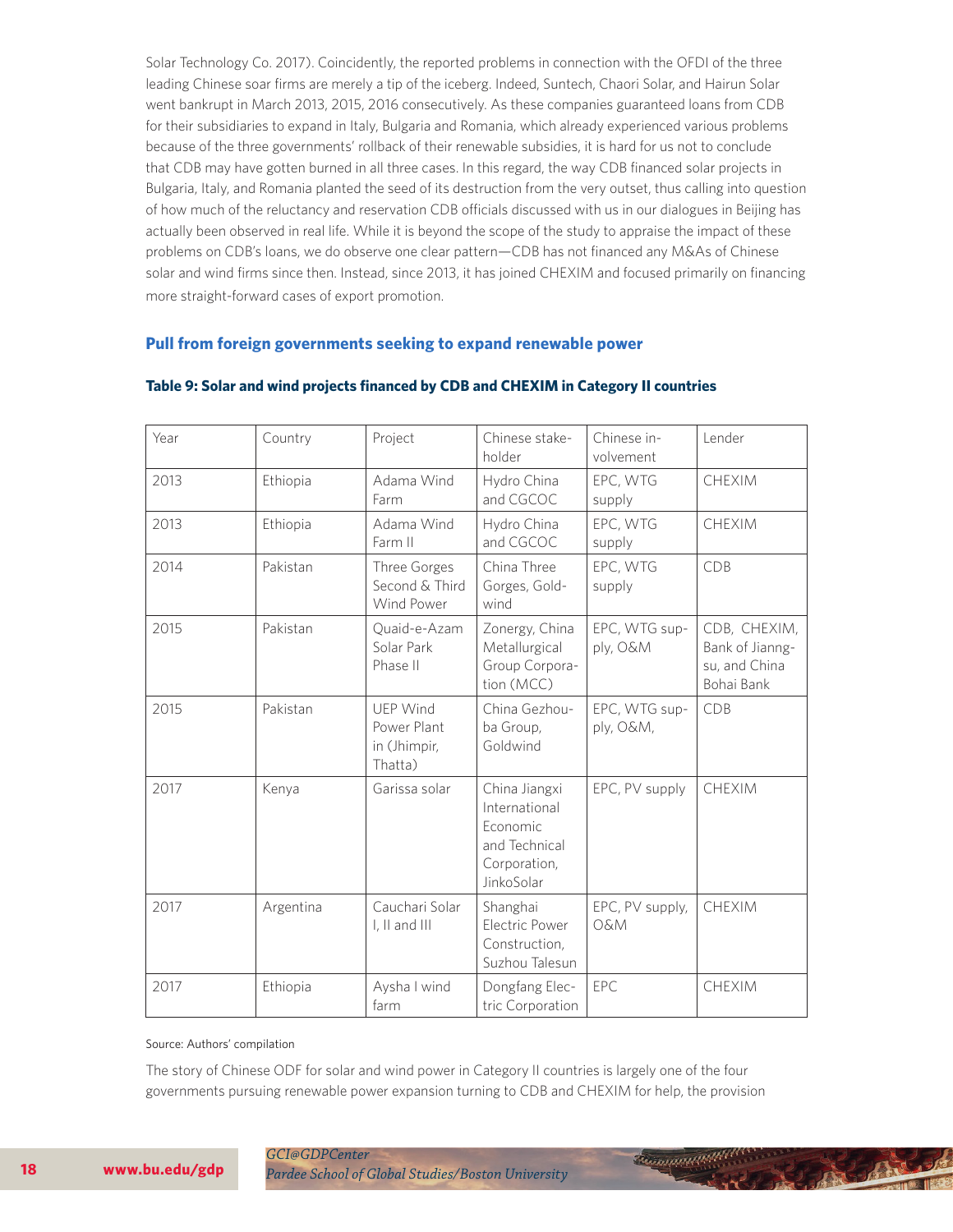Solar Technology Co. 2017). Coincidently, the reported problems in connection with the OFDI of the three leading Chinese soar firms are merely a tip of the iceberg. Indeed, Suntech, Chaori Solar, and Hairun Solar went bankrupt in March 2013, 2015, 2016 consecutively. As these companies guaranteed loans from CDB for their subsidiaries to expand in Italy, Bulgaria and Romania, which already experienced various problems because of the three governments' rollback of their renewable subsidies, it is hard for us not to conclude that CDB may have gotten burned in all three cases. In this regard, the way CDB financed solar projects in Bulgaria, Italy, and Romania planted the seed of its destruction from the very outset, thus calling into question of how much of the reluctancy and reservation CDB officials discussed with us in our dialogues in Beijing has actually been observed in real life. While it is beyond the scope of the study to appraise the impact of these problems on CDB's loans, we do observe one clear pattern—CDB has not financed any M&As of Chinese solar and wind firms since then. Instead, since 2013, it has joined CHEXIM and focused primarily on financing more straight-forward cases of export promotion.

### Pull from foreign governments seeking to expand renewable power

**Table 9: Solar and wind projects financed by CDB and CHEXIM in Category II countries**

| Year | Country | Project | Chinese stake-holder | Chinese in-volvement | Lender |
|---|---|---|---|---|---|
| 2013 | Ethiopia | Adama Wind Farm | Hydro China and CGCOC | EPC, WTG supply | CHEXIM |
| 2013 | Ethiopia | Adama Wind Farm II | Hydro China and CGCOC | EPC, WTG supply | CHEXIM |
| 2014 | Pakistan | Three Gorges Second & Third Wind Power | China Three Gorges, Gold-wind | EPC, WTG supply | CDB |
| 2015 | Pakistan | Quaid-e-Azam Solar Park Phase II | Zonergy, China Metallurgical Group Corpora-tion (MCC) | EPC, WTG sup-ply, O&M | CDB, CHEXIM, Bank of Jiangn-su, and China Bohai Bank |
| 2015 | Pakistan | UEP Wind Power Plant in (Jhimpir, Thatta) | China Gezhou-ba Group, Goldwind | EPC, WTG sup-ply, O&M, | CDB |
| 2017 | Kenya | Garissa solar | China Jiangxi International Economic and Technical Corporation, JinkoSolar | EPC, PV supply | CHEXIM |
| 2017 | Argentina | Cauchari Solar I, II and III | Shanghai Electric Power Construction, Suzhou Talesun | EPC, PV supply, O&M | CHEXIM |
| 2017 | Ethiopia | Aysha I wind farm | Dongfang Elec-tric Corporation | EPC | CHEXIM |

Source: Authors' compilation

The story of Chinese ODF for solar and wind power in Category II countries is largely one of the four governments pursuing renewable power expansion turning to CDB and CHEXIM for help, the provision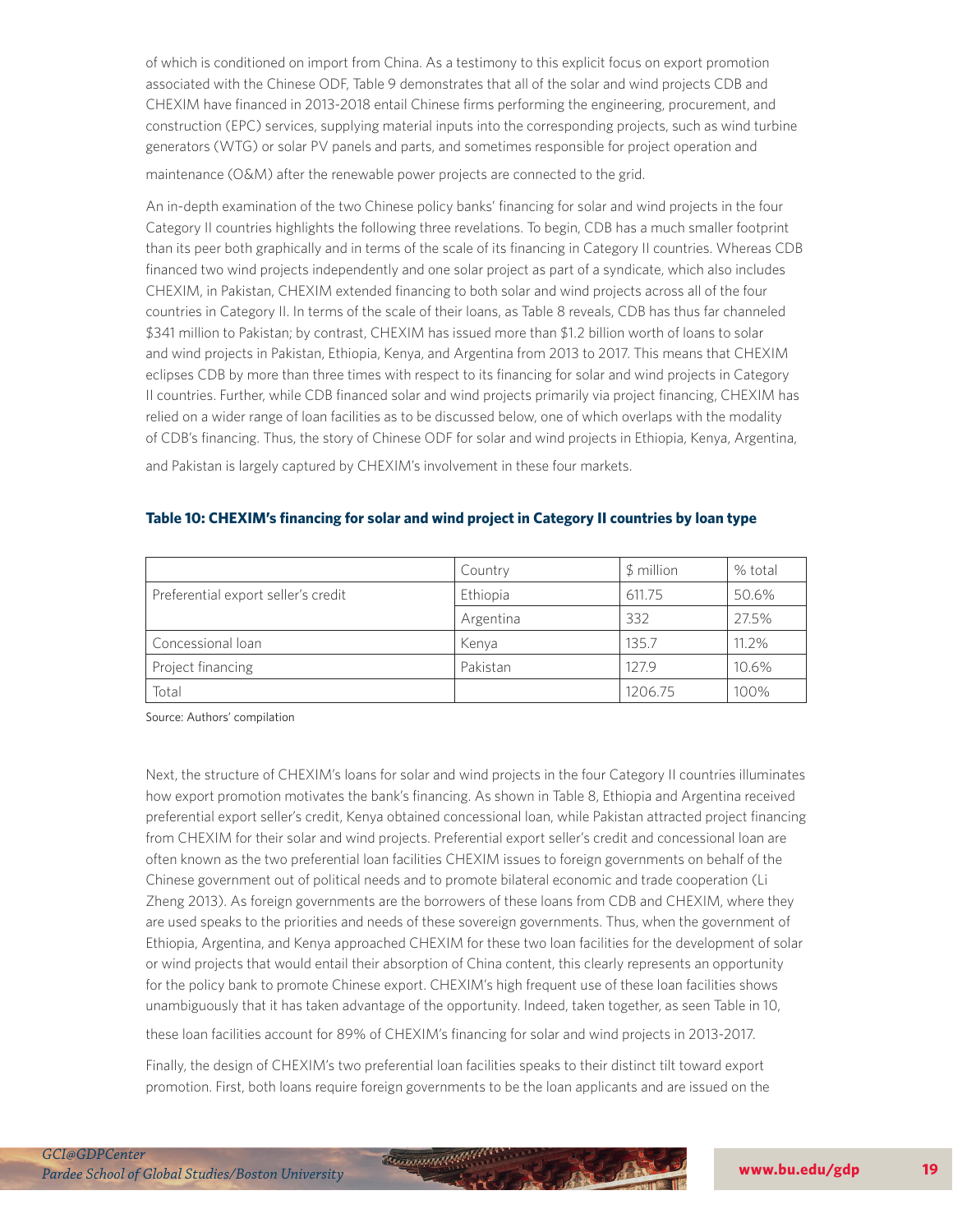of which is conditioned on import from China. As a testimony to this explicit focus on export promotion associated with the Chinese ODF, Table 9 demonstrates that all of the solar and wind projects CDB and CHEXIM have financed in 2013-2018 entail Chinese firms performing the engineering, procurement, and construction (EPC) services, supplying material inputs into the corresponding projects, such as wind turbine generators (WTG) or solar PV panels and parts, and sometimes responsible for project operation and maintenance (O&M) after the renewable power projects are connected to the grid.

An in-depth examination of the two Chinese policy banks' financing for solar and wind projects in the four Category II countries highlights the following three revelations. To begin, CDB has a much smaller footprint than its peer both graphically and in terms of the scale of its financing in Category II countries. Whereas CDB financed two wind projects independently and one solar project as part of a syndicate, which also includes CHEXIM, in Pakistan, CHEXIM extended financing to both solar and wind projects across all of the four countries in Category II. In terms of the scale of their loans, as Table 8 reveals, CDB has thus far channeled $341 million to Pakistan; by contrast, CHEXIM has issued more than $1.2 billion worth of loans to solar and wind projects in Pakistan, Ethiopia, Kenya, and Argentina from 2013 to 2017. This means that CHEXIM eclipses CDB by more than three times with respect to its financing for solar and wind projects in Category II countries. Further, while CDB financed solar and wind projects primarily via project financing, CHEXIM has relied on a wider range of loan facilities as to be discussed below, one of which overlaps with the modality of CDB's financing. Thus, the story of Chinese ODF for solar and wind projects in Ethiopia, Kenya, Argentina, and Pakistan is largely captured by CHEXIM's involvement in these four markets.

**Table 10: CHEXIM's financing for solar and wind project in Category II countries by loan type**

| | Country | $ million | % total |
|---|---|---|---|
| Preferential export seller's credit | Ethiopia | 611.75 | 50.6% |
| | Argentina | 332 | 27.5% |
| Concessional loan | Kenya | 135.7 | 11.2% |
| Project financing | Pakistan | 127.9 | 10.6% |
| Total | | 1206.75 | 100% |

Source: Authors' compilation

Next, the structure of CHEXIM's loans for solar and wind projects in the four Category II countries illuminates how export promotion motivates the bank's financing. As shown in Table 8, Ethiopia and Argentina received preferential export seller's credit, Kenya obtained concessional loan, while Pakistan attracted project financing from CHEXIM for their solar and wind projects. Preferential export seller's credit and concessional loan are often known as the two preferential loan facilities CHEXIM issues to foreign governments on behalf of the Chinese government out of political needs and to promote bilateral economic and trade cooperation (Li Zheng 2013). As foreign governments are the borrowers of these loans from CDB and CHEXIM, where they are used speaks to the priorities and needs of these sovereign governments. Thus, when the government of Ethiopia, Argentina, and Kenya approached CHEXIM for these two loan facilities for the development of solar or wind projects that would entail their absorption of China content, this clearly represents an opportunity for the policy bank to promote Chinese export. CHEXIM's high frequent use of these loan facilities shows unambiguously that it has taken advantage of the opportunity. Indeed, taken together, as seen Table in 10, these loan facilities account for 89% of CHEXIM's financing for solar and wind projects in 2013-2017.

Finally, the design of CHEXIM's two preferential loan facilities speaks to their distinct tilt toward export promotion. First, both loans require foreign governments to be the loan applicants and are issued on the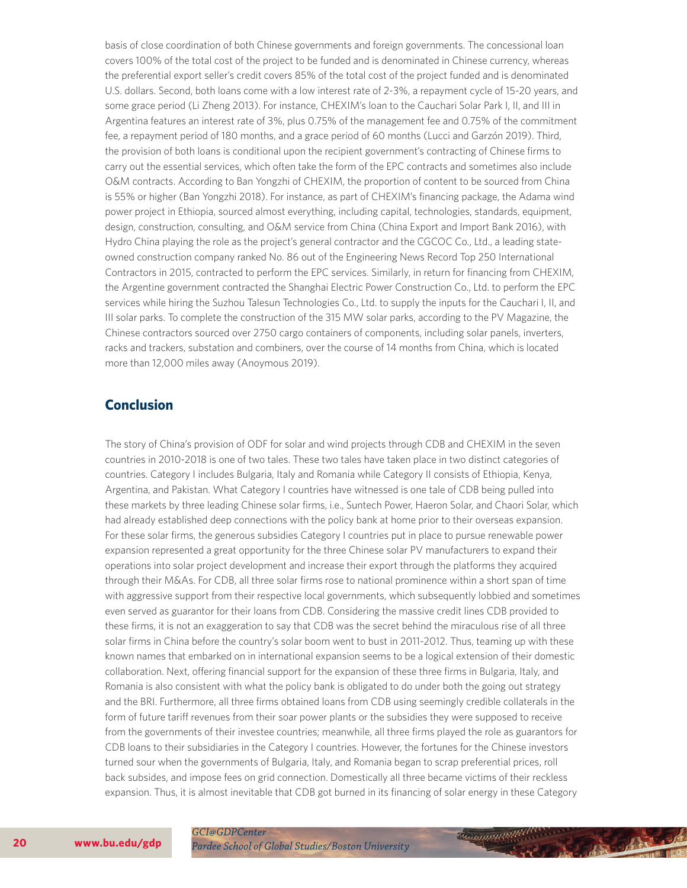basis of close coordination of both Chinese governments and foreign governments. The concessional loan covers 100% of the total cost of the project to be funded and is denominated in Chinese currency, whereas the preferential export seller's credit covers 85% of the total cost of the project funded and is denominated U.S. dollars. Second, both loans come with a low interest rate of 2-3%, a repayment cycle of 15-20 years, and some grace period (Li Zheng 2013). For instance, CHEXIM's loan to the Cauchari Solar Park I, II, and III in Argentina features an interest rate of 3%, plus 0.75% of the management fee and 0.75% of the commitment fee, a repayment period of 180 months, and a grace period of 60 months (Lucci and Garzón 2019). Third, the provision of both loans is conditional upon the recipient government's contracting of Chinese firms to carry out the essential services, which often take the form of the EPC contracts and sometimes also include O&M contracts. According to Ban Yongzhi of CHEXIM, the proportion of content to be sourced from China is 55% or higher (Ban Yongzhi 2018). For instance, as part of CHEXIM's financing package, the Adama wind power project in Ethiopia, sourced almost everything, including capital, technologies, standards, equipment, design, construction, consulting, and O&M service from China (China Export and Import Bank 2016), with Hydro China playing the role as the project's general contractor and the CGCOC Co., Ltd., a leading state-owned construction company ranked No. 86 out of the Engineering News Record Top 250 International Contractors in 2015, contracted to perform the EPC services. Similarly, in return for financing from CHEXIM, the Argentine government contracted the Shanghai Electric Power Construction Co., Ltd. to perform the EPC services while hiring the Suzhou Talesun Technologies Co., Ltd. to supply the inputs for the Cauchari I, II, and III solar parks. To complete the construction of the 315 MW solar parks, according to the PV Magazine, the Chinese contractors sourced over 2750 cargo containers of components, including solar panels, inverters, racks and trackers, substation and combiners, over the course of 14 months from China, which is located more than 12,000 miles away (Anoymous 2019).

## Conclusion

The story of China's provision of ODF for solar and wind projects through CDB and CHEXIM in the seven countries in 2010-2018 is one of two tales. These two tales have taken place in two distinct categories of countries. Category I includes Bulgaria, Italy and Romania while Category II consists of Ethiopia, Kenya, Argentina, and Pakistan. What Category I countries have witnessed is one tale of CDB being pulled into these markets by three leading Chinese solar firms, i.e., Suntech Power, Haeron Solar, and Chaori Solar, which had already established deep connections with the policy bank at home prior to their overseas expansion. For these solar firms, the generous subsidies Category I countries put in place to pursue renewable power expansion represented a great opportunity for the three Chinese solar PV manufacturers to expand their operations into solar project development and increase their export through the platforms they acquired through their M&As. For CDB, all three solar firms rose to national prominence within a short span of time with aggressive support from their respective local governments, which subsequently lobbied and sometimes even served as guarantor for their loans from CDB. Considering the massive credit lines CDB provided to these firms, it is not an exaggeration to say that CDB was the secret behind the miraculous rise of all three solar firms in China before the country's solar boom went to bust in 2011-2012. Thus, teaming up with these known names that embarked on in international expansion seems to be a logical extension of their domestic collaboration. Next, offering financial support for the expansion of these three firms in Bulgaria, Italy, and Romania is also consistent with what the policy bank is obligated to do under both the going out strategy and the BRI. Furthermore, all three firms obtained loans from CDB using seemingly credible collaterals in the form of future tariff revenues from their soar power plants or the subsidies they were supposed to receive from the governments of their investee countries; meanwhile, all three firms played the role as guarantors for CDB loans to their subsidiaries in the Category I countries. However, the fortunes for the Chinese investors turned sour when the governments of Bulgaria, Italy, and Romania began to scrap preferential prices, roll back subsides, and impose fees on grid connection. Domestically all three became victims of their reckless expansion. Thus, it is almost inevitable that CDB got burned in its financing of solar energy in these Category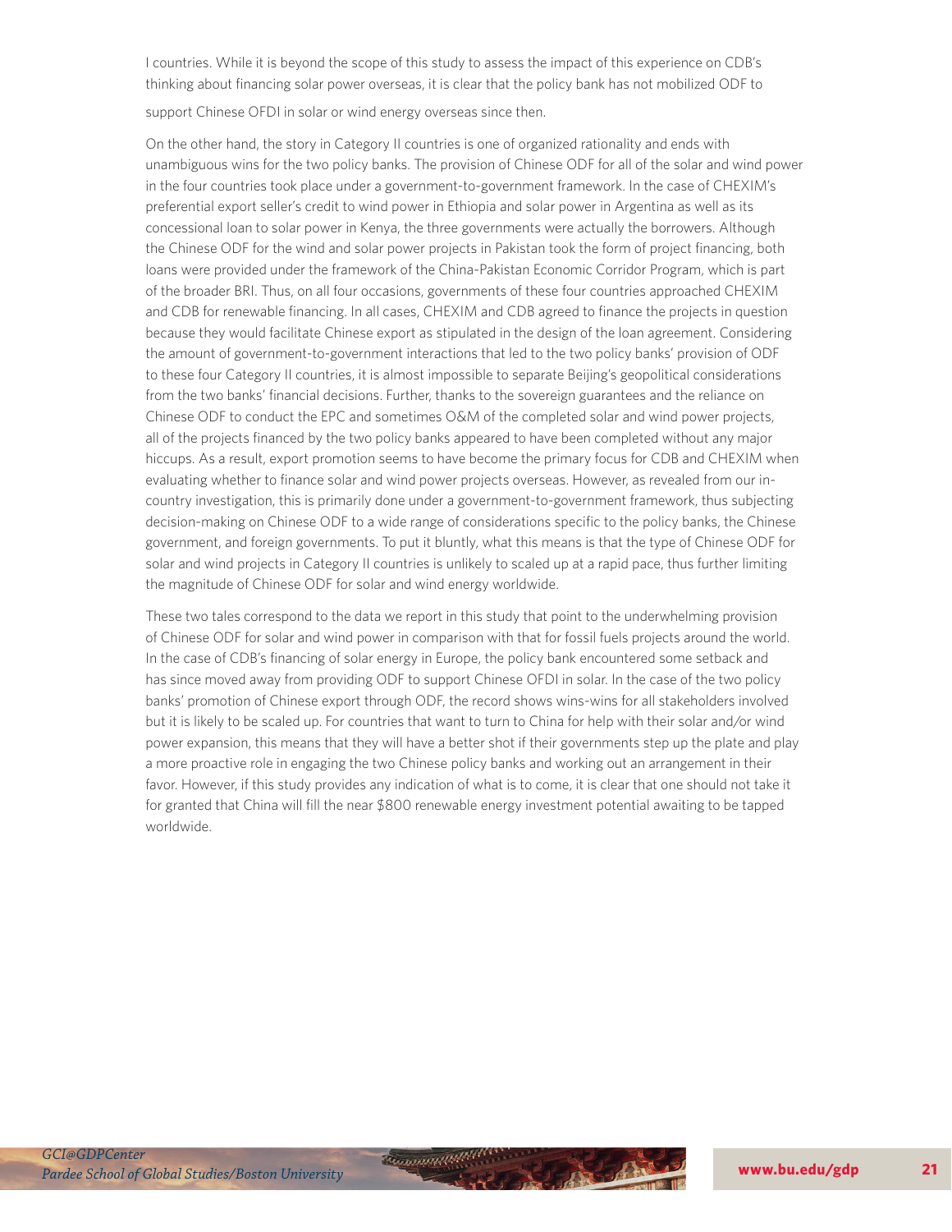I countries. While it is beyond the scope of this study to assess the impact of this experience on CDB's thinking about financing solar power overseas, it is clear that the policy bank has not mobilized ODF to support Chinese OFDI in solar or wind energy overseas since then.

On the other hand, the story in Category II countries is one of organized rationality and ends with unambiguous wins for the two policy banks. The provision of Chinese ODF for all of the solar and wind power in the four countries took place under a government-to-government framework. In the case of CHEXIM's preferential export seller's credit to wind power in Ethiopia and solar power in Argentina as well as its concessional loan to solar power in Kenya, the three governments were actually the borrowers. Although the Chinese ODF for the wind and solar power projects in Pakistan took the form of project financing, both loans were provided under the framework of the China-Pakistan Economic Corridor Program, which is part of the broader BRI. Thus, on all four occasions, governments of these four countries approached CHEXIM and CDB for renewable financing. In all cases, CHEXIM and CDB agreed to finance the projects in question because they would facilitate Chinese export as stipulated in the design of the loan agreement. Considering the amount of government-to-government interactions that led to the two policy banks' provision of ODF to these four Category II countries, it is almost impossible to separate Beijing's geopolitical considerations from the two banks' financial decisions. Further, thanks to the sovereign guarantees and the reliance on Chinese ODF to conduct the EPC and sometimes O&M of the completed solar and wind power projects, all of the projects financed by the two policy banks appeared to have been completed without any major hiccups. As a result, export promotion seems to have become the primary focus for CDB and CHEXIM when evaluating whether to finance solar and wind power projects overseas. However, as revealed from our in-country investigation, this is primarily done under a government-to-government framework, thus subjecting decision-making on Chinese ODF to a wide range of considerations specific to the policy banks, the Chinese government, and foreign governments. To put it bluntly, what this means is that the type of Chinese ODF for solar and wind projects in Category II countries is unlikely to scaled up at a rapid pace, thus further limiting the magnitude of Chinese ODF for solar and wind energy worldwide.

These two tales correspond to the data we report in this study that point to the underwhelming provision of Chinese ODF for solar and wind power in comparison with that for fossil fuels projects around the world. In the case of CDB's financing of solar energy in Europe, the policy bank encountered some setback and has since moved away from providing ODF to support Chinese OFDI in solar. In the case of the two policy banks' promotion of Chinese export through ODF, the record shows wins-wins for all stakeholders involved but it is likely to be scaled up. For countries that want to turn to China for help with their solar and/or wind power expansion, this means that they will have a better shot if their governments step up the plate and play a more proactive role in engaging the two Chinese policy banks and working out an arrangement in their favor. However, if this study provides any indication of what is to come, it is clear that one should not take it for granted that China will fill the near $800 renewable energy investment potential awaiting to be tapped worldwide.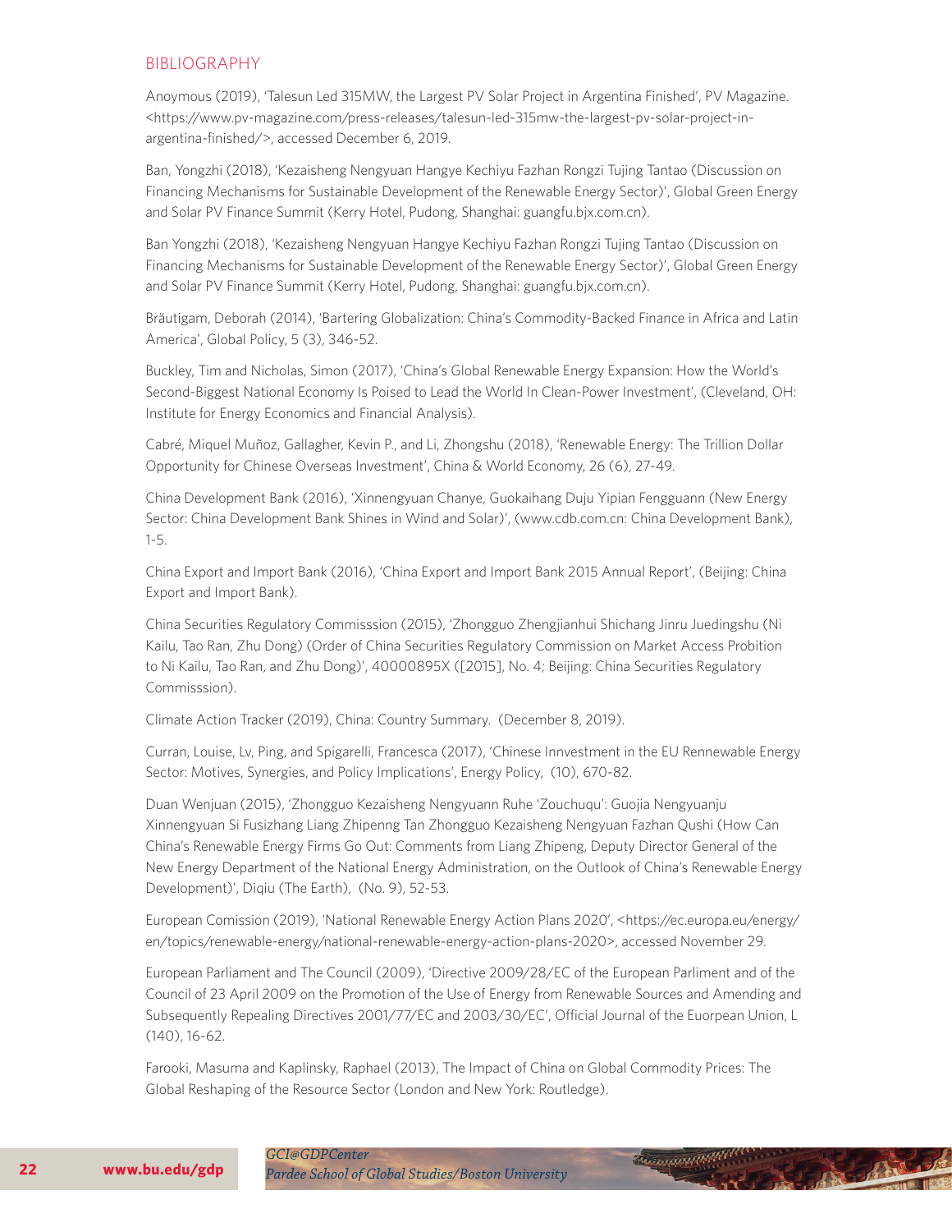## BIBLIOGRAPHY

Anoymous (2019), 'Talesun Led 315MW, the Largest PV Solar Project in Argentina Finished', PV Magazine. <https://www.pv-magazine.com/press-releases/talesun-led-315mw-the-largest-pv-solar-project-in-argentina-finished/>, accessed December 6, 2019.

Ban, Yongzhi (2018), 'Kezaisheng Nengyuan Hangye Kechiyu Fazhan Rongzi Tujing Tantao (Discussion on Financing Mechanisms for Sustainable Development of the Renewable Energy Sector)', Global Green Energy and Solar PV Finance Summit (Kerry Hotel, Pudong, Shanghai: guangfu.bjx.com.cn).

Ban Yongzhi (2018), 'Kezaisheng Nengyuan Hangye Kechiyu Fazhan Rongzi Tujing Tantao (Discussion on Financing Mechanisms for Sustainable Development of the Renewable Energy Sector)', Global Green Energy and Solar PV Finance Summit (Kerry Hotel, Pudong, Shanghai: guangfu.bjx.com.cn).

Bräutigam, Deborah (2014), 'Bartering Globalization: China's Commodity-Backed Finance in Africa and Latin America', Global Policy, 5 (3), 346-52.

Buckley, Tim and Nicholas, Simon (2017), 'China's Global Renewable Energy Expansion: How the World's Second-Biggest National Economy Is Poised to Lead the World In Clean-Power Investment', (Cleveland, OH: Institute for Energy Economics and Financial Analysis).

Cabré, Miquel Muñoz, Gallagher, Kevin P., and Li, Zhongshu (2018), 'Renewable Energy: The Trillion Dollar Opportunity for Chinese Overseas Investment', China & World Economy, 26 (6), 27-49.

China Development Bank (2016), 'Xinnengyuan Chanye, Guokaihang Duju Yipian Fengguann (New Energy Sector: China Development Bank Shines in Wind and Solar)', (www.cdb.com.cn: China Development Bank), 1-5.

China Export and Import Bank (2016), 'China Export and Import Bank 2015 Annual Report', (Beijing: China Export and Import Bank).

China Securities Regulatory Commisssion (2015), 'Zhongguo Zhengjianhui Shichang Jinru Juedingshu (Ni Kailu, Tao Ran, Zhu Dong) (Order of China Securities Regulatory Commission on Market Access Probition to Ni Kailu, Tao Ran, and Zhu Dong)', 40000895X ([2015], No. 4; Beijing: China Securities Regulatory Commisssion).

Climate Action Tracker (2019), China: Country Summary. (December 8, 2019).

Curran, Louise, Lv, Ping, and Spigarelli, Francesca (2017), 'Chinese Innvestment in the EU Rennewable Energy Sector: Motives, Synergies, and Policy Implications', Energy Policy, (10), 670-82.

Duan Wenjuan (2015), 'Zhongguo Kezaisheng Nengyuann Ruhe 'Zouchuqu': Guojia Nengyuanju Xinnengyuan Si Fusizhang Liang Zhipenng Tan Zhongguo Kezaisheng Nengyuan Fazhan Qushi (How Can China's Renewable Energy Firms Go Out: Comments from Liang Zhipeng, Deputy Director General of the New Energy Department of the National Energy Administration, on the Outlook of China's Renewable Energy Development)', Diqiu (The Earth), (No. 9), 52-53.

European Comission (2019), 'National Renewable Energy Action Plans 2020', <https://ec.europa.eu/energy/en/topics/renewable-energy/national-renewable-energy-action-plans-2020>, accessed November 29.

European Parliament and The Council (2009), 'Directive 2009/28/EC of the European Parliment and of the Council of 23 April 2009 on the Promotion of the Use of Energy from Renewable Sources and Amending and Subsequently Repealing Directives 2001/77/EC and 2003/30/EC', Official Journal of the Euorpean Union, L (140), 16-62.

Farooki, Masuma and Kaplinsky, Raphael (2013), The Impact of China on Global Commodity Prices: The Global Reshaping of the Resource Sector (London and New York: Routledge).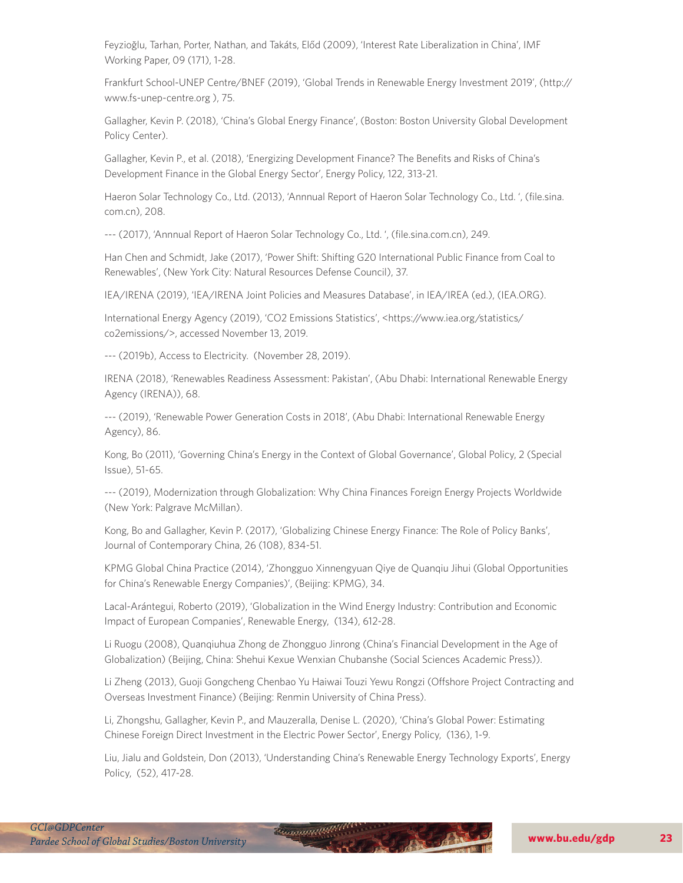Feyzioğlu, Tarhan, Porter, Nathan, and Takáts, Előd (2009), 'Interest Rate Liberalization in China', IMF Working Paper, 09 (171), 1-28.

Frankfurt School-UNEP Centre/BNEF (2019), 'Global Trends in Renewable Energy Investment 2019', (http://www.fs-unep-centre.org ), 75.

Gallagher, Kevin P. (2018), 'China's Global Energy Finance', (Boston: Boston University Global Development Policy Center).

Gallagher, Kevin P., et al. (2018), 'Energizing Development Finance? The Benefits and Risks of China's Development Finance in the Global Energy Sector', Energy Policy, 122, 313-21.

Haeron Solar Technology Co., Ltd. (2013), 'Annnual Report of Haeron Solar Technology Co., Ltd. ', (file.sina.com.cn), 208.

--- (2017), 'Annnual Report of Haeron Solar Technology Co., Ltd. ', (file.sina.com.cn), 249.

Han Chen and Schmidt, Jake (2017), 'Power Shift: Shifting G20 International Public Finance from Coal to Renewables', (New York City: Natural Resources Defense Council), 37.

IEA/IRENA (2019), 'IEA/IRENA Joint Policies and Measures Database', in IEA/IREA (ed.), (IEA.ORG).

International Energy Agency (2019), 'CO2 Emissions Statistics', <https://www.iea.org/statistics/co2emissions/>, accessed November 13, 2019.

--- (2019b), Access to Electricity. (November 28, 2019).

IRENA (2018), 'Renewables Readiness Assessment: Pakistan', (Abu Dhabi: International Renewable Energy Agency (IRENA)), 68.

--- (2019), 'Renewable Power Generation Costs in 2018', (Abu Dhabi: International Renewable Energy Agency), 86.

Kong, Bo (2011), 'Governing China's Energy in the Context of Global Governance', Global Policy, 2 (Special Issue), 51-65.

--- (2019), Modernization through Globalization: Why China Finances Foreign Energy Projects Worldwide (New York: Palgrave McMillan).

Kong, Bo and Gallagher, Kevin P. (2017), 'Globalizing Chinese Energy Finance: The Role of Policy Banks', Journal of Contemporary China, 26 (108), 834-51.

KPMG Global China Practice (2014), 'Zhongguo Xinnengyuan Qiye de Quanqiu Jihui (Global Opportunities for China's Renewable Energy Companies)', (Beijing: KPMG), 34.

Lacal-Arántegui, Roberto (2019), 'Globalization in the Wind Energy Industry: Contribution and Economic Impact of European Companies', Renewable Energy, (134), 612-28.

Li Ruogu (2008), Quanqiuhua Zhong de Zhongguo Jinrong (China's Financial Development in the Age of Globalization) (Beijing, China: Shehui Kexue Wenxian Chubanshe (Social Sciences Academic Press)).

Li Zheng (2013), Guoji Gongcheng Chenbao Yu Haiwai Touzi Yewu Rongzi (Offshore Project Contracting and Overseas Investment Finance) (Beijing: Renmin University of China Press).

Li, Zhongshu, Gallagher, Kevin P., and Mauzeralla, Denise L. (2020), 'China's Global Power: Estimating Chinese Foreign Direct Investment in the Electric Power Sector', Energy Policy, (136), 1-9.

Liu, Jialu and Goldstein, Don (2013), 'Understanding China's Renewable Energy Technology Exports', Energy Policy, (52), 417-28.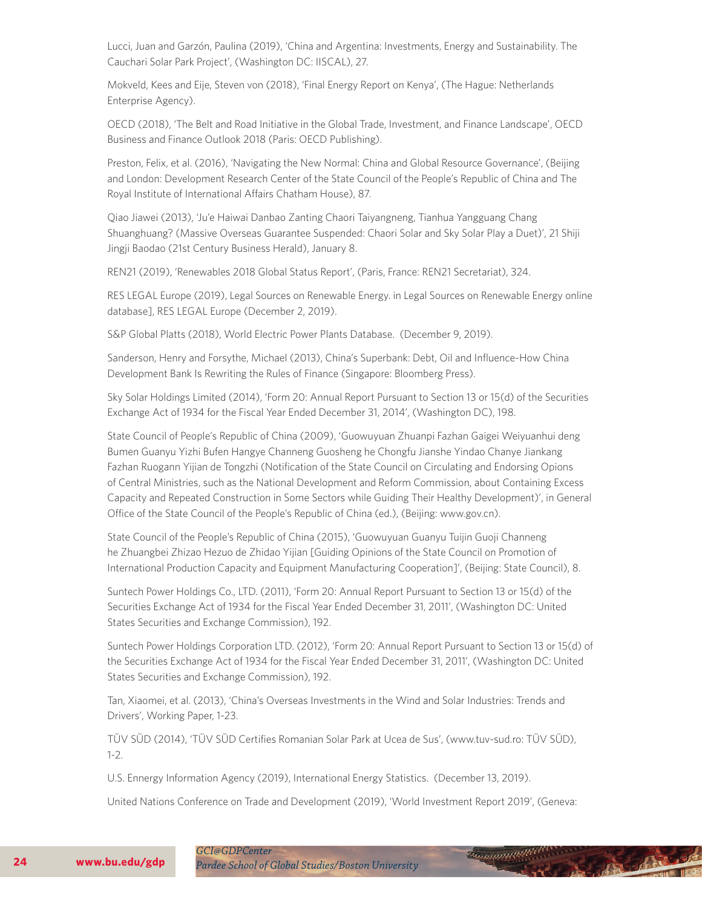Lucci, Juan and Garzón, Paulina (2019), 'China and Argentina: Investments, Energy and Sustainability. The Cauchari Solar Park Project', (Washington DC: IISCAL), 27.

Mokveld, Kees and Eije, Steven von (2018), 'Final Energy Report on Kenya', (The Hague: Netherlands Enterprise Agency).

OECD (2018), 'The Belt and Road Initiative in the Global Trade, Investment, and Finance Landscape', OECD Business and Finance Outlook 2018 (Paris: OECD Publishing).

Preston, Felix, et al. (2016), 'Navigating the New Normal: China and Global Resource Governance', (Beijing and London: Development Research Center of the State Council of the People's Republic of China and The Royal Institute of International Affairs Chatham House), 87.

Qiao Jiawei (2013), 'Ju'e Haiwai Danbao Zanting Chaori Taiyangneng, Tianhua Yangguang Chang Shuanghuang? (Massive Overseas Guarantee Suspended: Chaori Solar and Sky Solar Play a Duet)', 21 Shiji Jingji Baodao (21st Century Business Herald), January 8.

REN21 (2019), 'Renewables 2018 Global Status Report', (Paris, France: REN21 Secretariat), 324.

RES LEGAL Europe (2019), Legal Sources on Renewable Energy. in Legal Sources on Renewable Energy online database], RES LEGAL Europe (December 2, 2019).

S&P Global Platts (2018), World Electric Power Plants Database. (December 9, 2019).

Sanderson, Henry and Forsythe, Michael (2013), China's Superbank: Debt, Oil and Influence-How China Development Bank Is Rewriting the Rules of Finance (Singapore: Bloomberg Press).

Sky Solar Holdings Limited (2014), 'Form 20: Annual Report Pursuant to Section 13 or 15(d) of the Securities Exchange Act of 1934 for the Fiscal Year Ended December 31, 2014', (Washington DC), 198.

State Council of People's Republic of China (2009), 'Guowuyuan Zhuanpi Fazhan Gaigei Weiyuanhui deng Bumen Guanyu Yizhi Bufen Hangye Channeng Guosheng he Chongfu Jianshe Yindao Chanye Jiankang Fazhan Ruogann Yijian de Tongzhi (Notification of the State Council on Circulating and Endorsing Opions of Central Ministries, such as the National Development and Reform Commission, about Containing Excess Capacity and Repeated Construction in Some Sectors while Guiding Their Healthy Development)', in General Office of the State Council of the People's Republic of China (ed.), (Beijing: www.gov.cn).

State Council of the People's Republic of China (2015), 'Guowuyuan Guanyu Tuijin Guoji Channeng he Zhuangbei Zhizao Hezuo de Zhidao Yijian [Guiding Opinions of the State Council on Promotion of International Production Capacity and Equipment Manufacturing Cooperation]', (Beijing: State Council), 8.

Suntech Power Holdings Co., LTD. (2011), 'Form 20: Annual Report Pursuant to Section 13 or 15(d) of the Securities Exchange Act of 1934 for the Fiscal Year Ended December 31, 2011', (Washington DC: United States Securities and Exchange Commission), 192.

Suntech Power Holdings Corporation LTD. (2012), 'Form 20: Annual Report Pursuant to Section 13 or 15(d) of the Securities Exchange Act of 1934 for the Fiscal Year Ended December 31, 2011', (Washington DC: United States Securities and Exchange Commission), 192.

Tan, Xiaomei, et al. (2013), 'China's Overseas Investments in the Wind and Solar Industries: Trends and Drivers', Working Paper, 1-23.

TÜV SÜD (2014), 'TÜV SÜD Certifies Romanian Solar Park at Ucea de Sus', (www.tuv-sud.ro: TÜV SÜD), 1-2.

U.S. Ennergy Information Agency (2019), International Energy Statistics. (December 13, 2019).

United Nations Conference on Trade and Development (2019), 'World Investment Report 2019', (Geneva: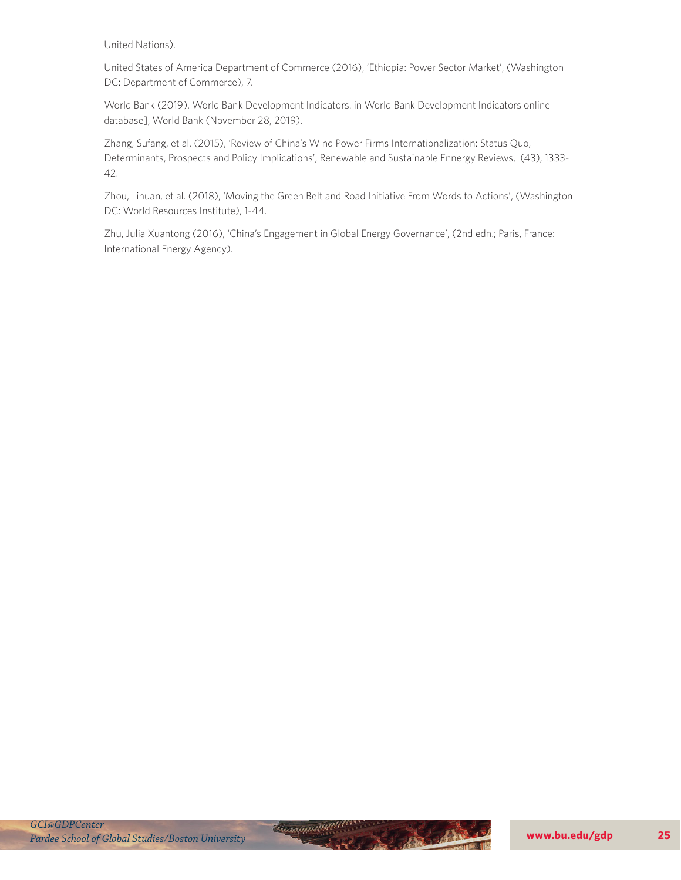United Nations).

United States of America Department of Commerce (2016), 'Ethiopia: Power Sector Market', (Washington DC: Department of Commerce), 7.

World Bank (2019), World Bank Development Indicators. in World Bank Development Indicators online database], World Bank (November 28, 2019).

Zhang, Sufang, et al. (2015), 'Review of China's Wind Power Firms Internationalization: Status Quo, Determinants, Prospects and Policy Implications', Renewable and Sustainable Ennergy Reviews, (43), 1333-42.

Zhou, Lihuan, et al. (2018), 'Moving the Green Belt and Road Initiative From Words to Actions', (Washington DC: World Resources Institute), 1-44.

Zhu, Julia Xuantong (2016), 'China's Engagement in Global Energy Governance', (2nd edn.; Paris, France: International Energy Agency).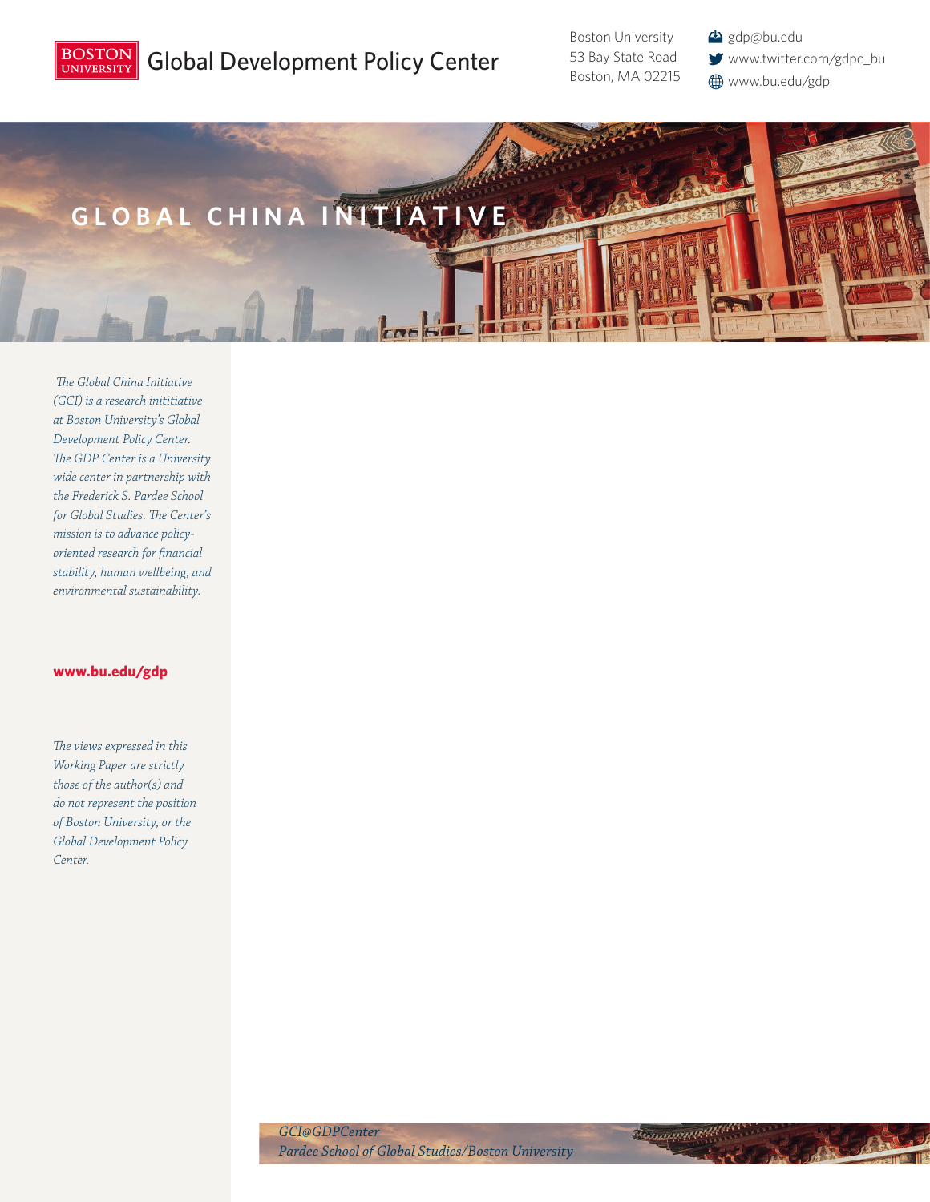Boston University Global Development Policy Center

Boston University
53 Bay State Road
Boston, MA 02215

gdp@bu.edu
www.twitter.com/gdpc_bu
www.bu.edu/gdp

# GLOBAL CHINA INITIATIVE

*The Global China Initiative (GCI) is a research inititiative at Boston University's Global Development Policy Center. The GDP Center is a University wide center in partnership with the Frederick S. Pardee School for Global Studies. The Center's mission is to advance policy-oriented research for financial stability, human wellbeing, and environmental sustainability.*

**www.bu.edu/gdp**

*The views expressed in this Working Paper are strictly those of the author(s) and do not represent the position of Boston University, or the Global Development Policy Center.*

*GCI@GDPCenter*
*Pardee School of Global Studies/Boston University*